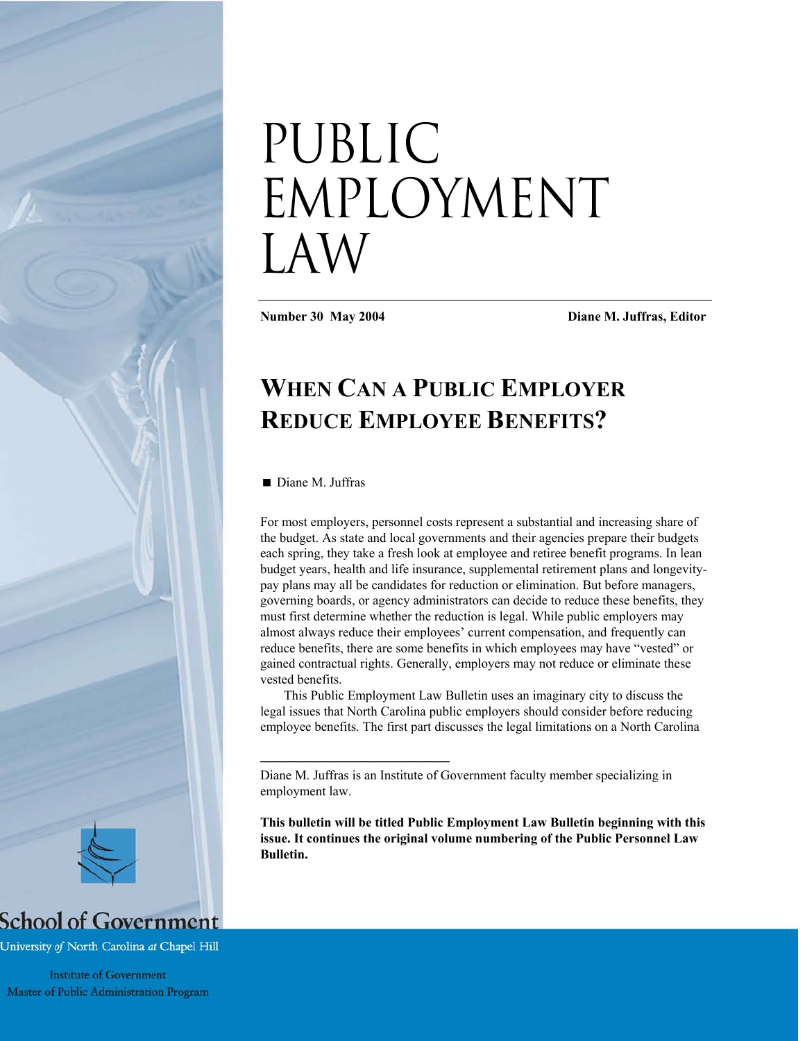# PUBLIC EMPLOYMENT LAW

**Number 30 May 2004** **Diane M. Juffras, Editor**

## WHEN CAN A PUBLIC EMPLOYER REDUCE EMPLOYEE BENEFITS?

■ Diane M. Juffras

For most employers, personnel costs represent a substantial and increasing share of the budget. As state and local governments and their agencies prepare their budgets each spring, they take a fresh look at employee and retiree benefit programs. In lean budget years, health and life insurance, supplemental retirement plans and longevity-pay plans may all be candidates for reduction or elimination. But before managers, governing boards, or agency administrators can decide to reduce these benefits, they must first determine whether the reduction is legal. While public employers may almost always reduce their employees' current compensation, and frequently can reduce benefits, there are some benefits in which employees may have "vested" or gained contractual rights. Generally, employers may not reduce or eliminate these vested benefits.

This Public Employment Law Bulletin uses an imaginary city to discuss the legal issues that North Carolina public employers should consider before reducing employee benefits. The first part discusses the legal limitations on a North Carolina

---

Diane M. Juffras is an Institute of Government faculty member specializing in employment law.

**This bulletin will be titled Public Employment Law Bulletin beginning with this issue. It continues the original volume numbering of the Public Personnel Law Bulletin.**

School of Government
University of North Carolina at Chapel Hill
Institute of Government
Master of Public Administration Program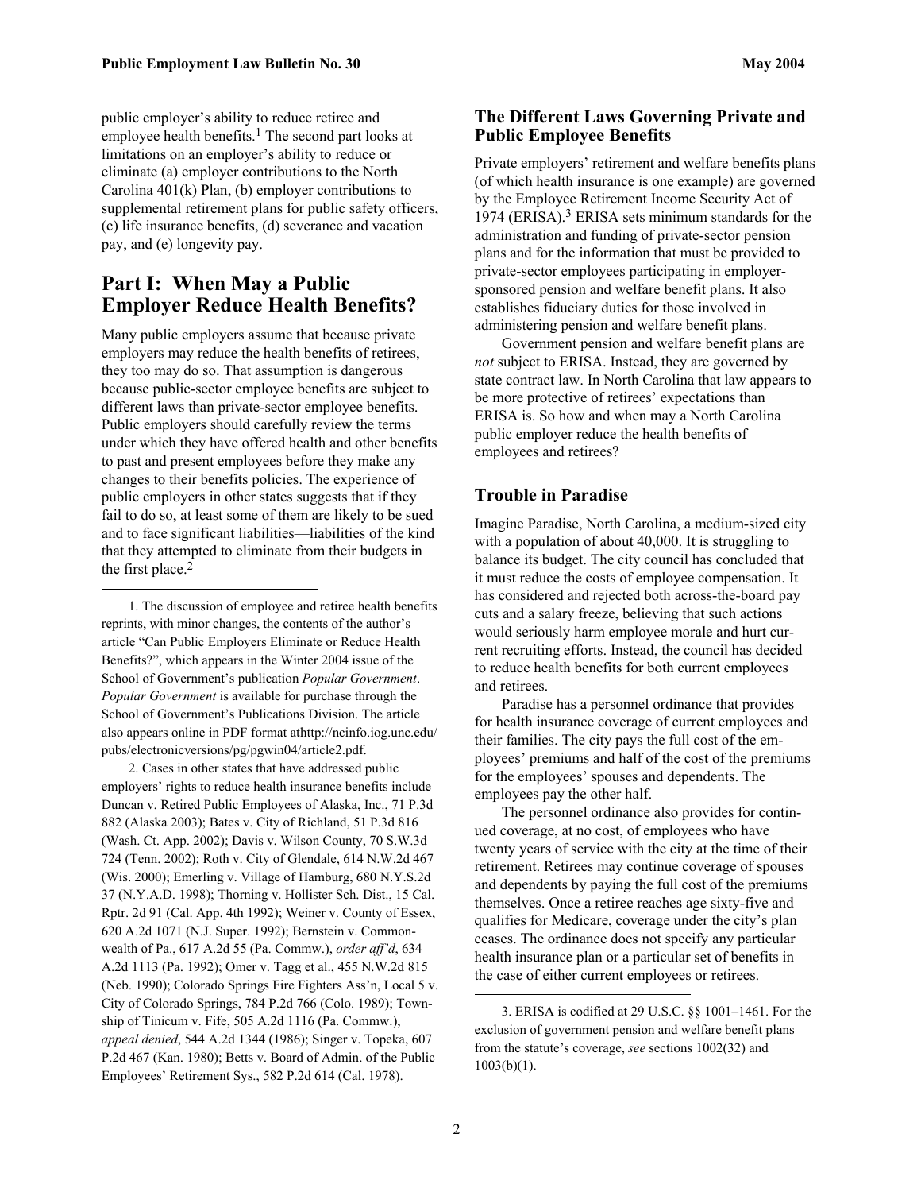public employer's ability to reduce retiree and employee health benefits.[1] The second part looks at limitations on an employer's ability to reduce or eliminate (a) employer contributions to the North Carolina 401(k) Plan, (b) employer contributions to supplemental retirement plans for public safety officers, (c) life insurance benefits, (d) severance and vacation pay, and (e) longevity pay.

# Part I: When May a Public Employer Reduce Health Benefits?

Many public employers assume that because private employers may reduce the health benefits of retirees, they too may do so. That assumption is dangerous because public-sector employee benefits are subject to different laws than private-sector employee benefits. Public employers should carefully review the terms under which they have offered health and other benefits to past and present employees before they make any changes to their benefits policies. The experience of public employers in other states suggests that if they fail to do so, at least some of them are likely to be sued and to face significant liabilities—liabilities of the kind that they attempted to eliminate from their budgets in the first place.[2]

## The Different Laws Governing Private and Public Employee Benefits

Private employers' retirement and welfare benefits plans (of which health insurance is one example) are governed by the Employee Retirement Income Security Act of 1974 (ERISA).[3] ERISA sets minimum standards for the administration and funding of private-sector pension plans and for the information that must be provided to private-sector employees participating in employer-sponsored pension and welfare benefit plans. It also establishes fiduciary duties for those involved in administering pension and welfare benefit plans.

Government pension and welfare benefit plans are *not* subject to ERISA. Instead, they are governed by state contract law. In North Carolina that law appears to be more protective of retirees' expectations than ERISA is. So how and when may a North Carolina public employer reduce the health benefits of employees and retirees?

## Trouble in Paradise

Imagine Paradise, North Carolina, a medium-sized city with a population of about 40,000. It is struggling to balance its budget. The city council has concluded that it must reduce the costs of employee compensation. It has considered and rejected both across-the-board pay cuts and a salary freeze, believing that such actions would seriously harm employee morale and hurt current recruiting efforts. Instead, the council has decided to reduce health benefits for both current employees and retirees.

Paradise has a personnel ordinance that provides for health insurance coverage of current employees and their families. The city pays the full cost of the employees' premiums and half of the cost of the premiums for the employees' spouses and dependents. The employees pay the other half.

The personnel ordinance also provides for continued coverage, at no cost, of employees who have twenty years of service with the city at the time of their retirement. Retirees may continue coverage of spouses and dependents by paying the full cost of the premiums themselves. Once a retiree reaches age sixty-five and qualifies for Medicare, coverage under the city's plan ceases. The ordinance does not specify any particular health insurance plan or a particular set of benefits in the case of either current employees or retirees.

---

1. The discussion of employee and retiree health benefits reprints, with minor changes, the contents of the author's article "Can Public Employers Eliminate or Reduce Health Benefits?", which appears in the Winter 2004 issue of the School of Government's publication *Popular Government*. *Popular Government* is available for purchase through the School of Government's Publications Division. The article also appears online in PDF format athttp://ncinfo.iog.unc.edu/pubs/electronicversions/pg/pgwin04/article2.pdf.

2. Cases in other states that have addressed public employers' rights to reduce health insurance benefits include Duncan v. Retired Public Employees of Alaska, Inc., 71 P.3d 882 (Alaska 2003); Bates v. City of Richland, 51 P.3d 816 (Wash. Ct. App. 2002); Davis v. Wilson County, 70 S.W.3d 724 (Tenn. 2002); Roth v. City of Glendale, 614 N.W.2d 467 (Wis. 2000); Emerling v. Village of Hamburg, 680 N.Y.S.2d 37 (N.Y.A.D. 1998); Thorning v. Hollister Sch. Dist., 15 Cal. Rptr. 2d 91 (Cal. App. 4th 1992); Weiner v. County of Essex, 620 A.2d 1071 (N.J. Super. 1992); Bernstein v. Commonwealth of Pa., 617 A.2d 55 (Pa. Commw.), *order aff'd*, 634 A.2d 1113 (Pa. 1992); Omer v. Tagg et al., 455 N.W.2d 815 (Neb. 1990); Colorado Springs Fire Fighters Ass'n, Local 5 v. City of Colorado Springs, 784 P.2d 766 (Colo. 1989); Township of Tinicum v. Fife, 505 A.2d 1116 (Pa. Commw.), *appeal denied*, 544 A.2d 1344 (1986); Singer v. Topeka, 607 P.2d 467 (Kan. 1980); Betts v. Board of Admin. of the Public Employees' Retirement Sys., 582 P.2d 614 (Cal. 1978).

3. ERISA is codified at 29 U.S.C. §§ 1001–1461. For the exclusion of government pension and welfare benefit plans from the statute's coverage, *see* sections 1002(32) and 1003(b)(1).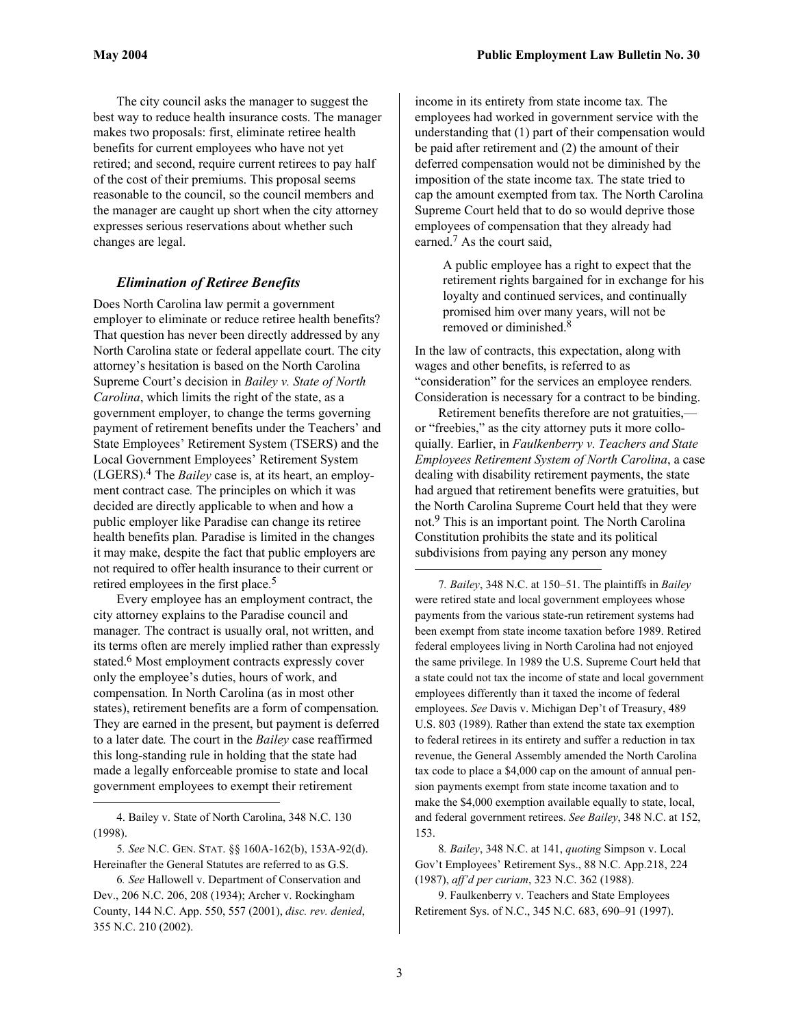The city council asks the manager to suggest the best way to reduce health insurance costs. The manager makes two proposals: first, eliminate retiree health benefits for current employees who have not yet retired; and second, require current retirees to pay half of the cost of their premiums. This proposal seems reasonable to the council, so the council members and the manager are caught up short when the city attorney expresses serious reservations about whether such changes are legal.

### *Elimination of Retiree Benefits*

Does North Carolina law permit a government employer to eliminate or reduce retiree health benefits? That question has never been directly addressed by any North Carolina state or federal appellate court. The city attorney's hesitation is based on the North Carolina Supreme Court's decision in *Bailey v. State of North Carolina*, which limits the right of the state, as a government employer, to change the terms governing payment of retirement benefits under the Teachers' and State Employees' Retirement System (TSERS) and the Local Government Employees' Retirement System (LGERS).[4] The *Bailey* case is, at its heart, an employment contract case. The principles on which it was decided are directly applicable to when and how a public employer like Paradise can change its retiree health benefits plan. Paradise is limited in the changes it may make, despite the fact that public employers are not required to offer health insurance to their current or retired employees in the first place.[5]

Every employee has an employment contract, the city attorney explains to the Paradise council and manager. The contract is usually oral, not written, and its terms often are merely implied rather than expressly stated.[6] Most employment contracts expressly cover only the employee's duties, hours of work, and compensation. In North Carolina (as in most other states), retirement benefits are a form of compensation. They are earned in the present, but payment is deferred to a later date. The court in the *Bailey* case reaffirmed this long-standing rule in holding that the state had made a legally enforceable promise to state and local government employees to exempt their retirement income in its entirety from state income tax. The employees had worked in government service with the understanding that (1) part of their compensation would be paid after retirement and (2) the amount of their deferred compensation would not be diminished by the imposition of the state income tax. The state tried to cap the amount exempted from tax. The North Carolina Supreme Court held that to do so would deprive those employees of compensation that they already had earned.[7] As the court said,

> A public employee has a right to expect that the retirement rights bargained for in exchange for his loyalty and continued services, and continually promised him over many years, will not be removed or diminished.[8]

In the law of contracts, this expectation, along with wages and other benefits, is referred to as "consideration" for the services an employee renders. Consideration is necessary for a contract to be binding.

Retirement benefits therefore are not gratuities,—or "freebies," as the city attorney puts it more colloquially. Earlier, in *Faulkenberry v. Teachers and State Employees Retirement System of North Carolina*, a case dealing with disability retirement payments, the state had argued that retirement benefits were gratuities, but the North Carolina Supreme Court held that they were not.[9] This is an important point. The North Carolina Constitution prohibits the state and its political subdivisions from paying any person any money

---

4. Bailey v. State of North Carolina, 348 N.C. 130 (1998).

5. *See* N.C. GEN. STAT. §§ 160A-162(b), 153A-92(d). Hereinafter the General Statutes are referred to as G.S.

6. *See* Hallowell v. Department of Conservation and Dev., 206 N.C. 206, 208 (1934); Archer v. Rockingham County, 144 N.C. App. 550, 557 (2001), *disc. rev. denied*, 355 N.C. 210 (2002).

7. *Bailey*, 348 N.C. at 150–51. The plaintiffs in *Bailey* were retired state and local government employees whose payments from the various state-run retirement systems had been exempt from state income taxation before 1989. Retired federal employees living in North Carolina had not enjoyed the same privilege. In 1989 the U.S. Supreme Court held that a state could not tax the income of state and local government employees differently than it taxed the income of federal employees. *See* Davis v. Michigan Dep't of Treasury, 489 U.S. 803 (1989). Rather than extend the state tax exemption to federal retirees in its entirety and suffer a reduction in tax revenue, the General Assembly amended the North Carolina tax code to place a $4,000 cap on the amount of annual pension payments exempt from state income taxation and to make the $4,000 exemption available equally to state, local, and federal government retirees. *See Bailey*, 348 N.C. at 152, 153.

8. *Bailey*, 348 N.C. at 141, *quoting* Simpson v. Local Gov't Employees' Retirement Sys., 88 N.C. App.218, 224 (1987), *aff'd per curiam*, 323 N.C. 362 (1988).

9. Faulkenberry v. Teachers and State Employees Retirement Sys. of N.C., 345 N.C. 683, 690–91 (1997).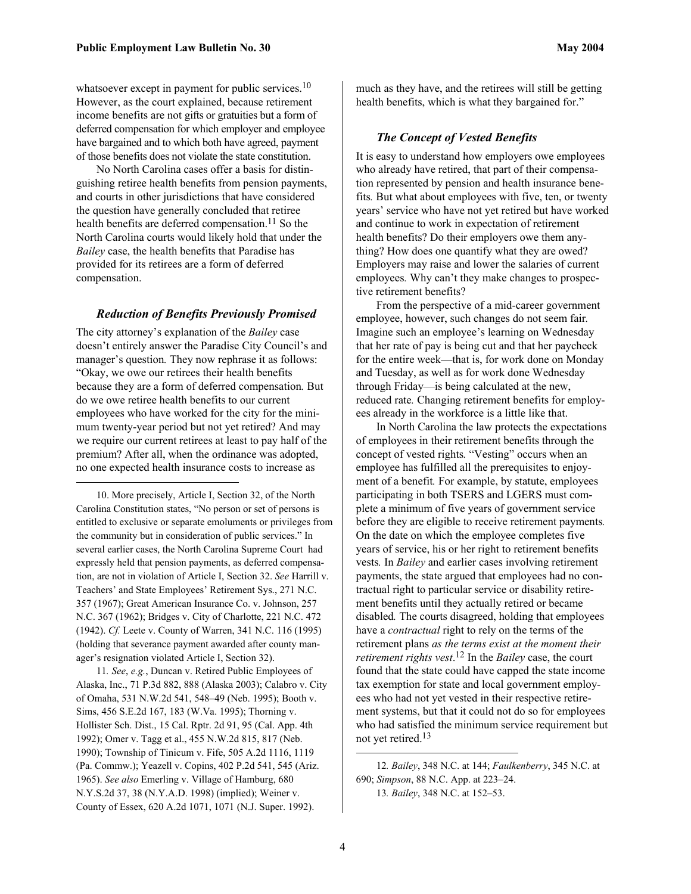whatsoever except in payment for public services.[10] However, as the court explained, because retirement income benefits are not gifts or gratuities but a form of deferred compensation for which employer and employee have bargained and to which both have agreed, payment of those benefits does not violate the state constitution.

No North Carolina cases offer a basis for distinguishing retiree health benefits from pension payments, and courts in other jurisdictions that have considered the question have generally concluded that retiree health benefits are deferred compensation.[11] So the North Carolina courts would likely hold that under the *Bailey* case, the health benefits that Paradise has provided for its retirees are a form of deferred compensation.

### *Reduction of Benefits Previously Promised*

The city attorney's explanation of the *Bailey* case doesn't entirely answer the Paradise City Council's and manager's question. They now rephrase it as follows: "Okay, we owe our retirees their health benefits because they are a form of deferred compensation. But do we owe retiree health benefits to our current employees who have worked for the city for the minimum twenty-year period but not yet retired? And may we require our current retirees at least to pay half of the premium? After all, when the ordinance was adopted, no one expected health insurance costs to increase as much as they have, and the retirees will still be getting health benefits, which is what they bargained for."

### *The Concept of Vested Benefits*

It is easy to understand how employers owe employees who already have retired, that part of their compensation represented by pension and health insurance benefits. But what about employees with five, ten, or twenty years' service who have not yet retired but have worked and continue to work in expectation of retirement health benefits? Do their employers owe them anything? How does one quantify what they are owed? Employers may raise and lower the salaries of current employees. Why can't they make changes to prospective retirement benefits?

From the perspective of a mid-career government employee, however, such changes do not seem fair. Imagine such an employee's learning on Wednesday that her rate of pay is being cut and that her paycheck for the entire week—that is, for work done on Monday and Tuesday, as well as for work done Wednesday through Friday—is being calculated at the new, reduced rate. Changing retirement benefits for employees already in the workforce is a little like that.

In North Carolina the law protects the expectations of employees in their retirement benefits through the concept of vested rights. "Vesting" occurs when an employee has fulfilled all the prerequisites to enjoyment of a benefit. For example, by statute, employees participating in both TSERS and LGERS must complete a minimum of five years of government service before they are eligible to receive retirement payments. On the date on which the employee completes five years of service, his or her right to retirement benefits vests. In *Bailey* and earlier cases involving retirement payments, the state argued that employees had no contractual right to particular service or disability retirement benefits until they actually retired or became disabled. The courts disagreed, holding that employees have a *contractual* right to rely on the terms of the retirement plans *as the terms exist at the moment their retirement rights vest*.[12] In the *Bailey* case, the court found that the state could have capped the state income tax exemption for state and local government employees who had not yet vested in their respective retirement systems, but that it could not do so for employees who had satisfied the minimum service requirement but not yet retired.[13]

---

10. More precisely, Article I, Section 32, of the North Carolina Constitution states, "No person or set of persons is entitled to exclusive or separate emoluments or privileges from the community but in consideration of public services." In several earlier cases, the North Carolina Supreme Court had expressly held that pension payments, as deferred compensation, are not in violation of Article I, Section 32. *See* Harrill v. Teachers' and State Employees' Retirement Sys., 271 N.C. 357 (1967); Great American Insurance Co. v. Johnson, 257 N.C. 367 (1962); Bridges v. City of Charlotte, 221 N.C. 472 (1942). *Cf.* Leete v. County of Warren, 341 N.C. 116 (1995) (holding that severance payment awarded after county manager's resignation violated Article I, Section 32).

11. *See*, *e.g.*, Duncan v. Retired Public Employees of Alaska, Inc., 71 P.3d 882, 888 (Alaska 2003); Calabro v. City of Omaha, 531 N.W.2d 541, 548–49 (Neb. 1995); Booth v. Sims, 456 S.E.2d 167, 183 (W.Va. 1995); Thorning v. Hollister Sch. Dist., 15 Cal. Rptr. 2d 91, 95 (Cal. App. 4th 1992); Omer v. Tagg et al., 455 N.W.2d 815, 817 (Neb. 1990); Township of Tinicum v. Fife, 505 A.2d 1116, 1119 (Pa. Commw.); Yeazell v. Copins, 402 P.2d 541, 545 (Ariz. 1965). *See also* Emerling v. Village of Hamburg, 680 N.Y.S.2d 37, 38 (N.Y.A.D. 1998) (implied); Weiner v. County of Essex, 620 A.2d 1071, 1071 (N.J. Super. 1992).

12. *Bailey*, 348 N.C. at 144; *Faulkenberry*, 345 N.C. at 690; *Simpson*, 88 N.C. App. at 223–24.

13. *Bailey*, 348 N.C. at 152–53.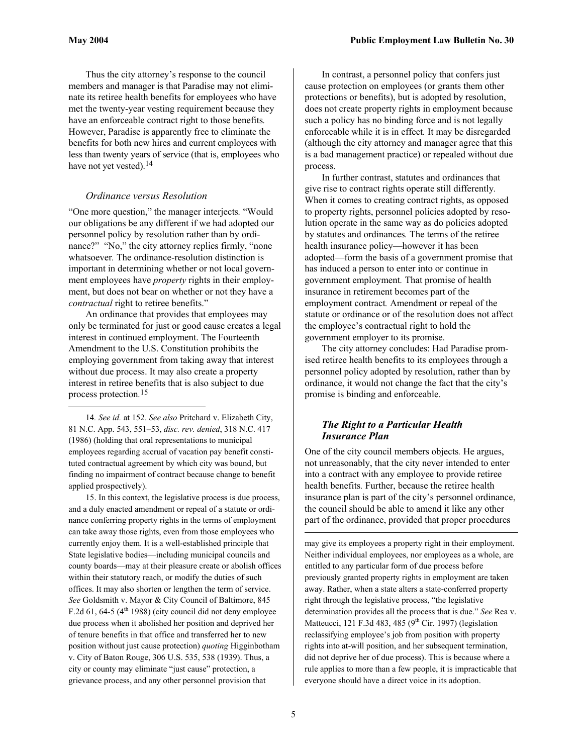Thus the city attorney's response to the council members and manager is that Paradise may not eliminate its retiree health benefits for employees who have met the twenty-year vesting requirement because they have an enforceable contract right to those benefits. However, Paradise is apparently free to eliminate the benefits for both new hires and current employees with less than twenty years of service (that is, employees who have not yet vested).[14]

### *Ordinance versus Resolution*

"One more question," the manager interjects. "Would our obligations be any different if we had adopted our personnel policy by resolution rather than by ordinance?" "No," the city attorney replies firmly, "none whatsoever. The ordinance-resolution distinction is important in determining whether or not local government employees have *property* rights in their employment, but does not bear on whether or not they have a *contractual* right to retiree benefits."

An ordinance that provides that employees may only be terminated for just or good cause creates a legal interest in continued employment. The Fourteenth Amendment to the U.S. Constitution prohibits the employing government from taking away that interest without due process. It may also create a property interest in retiree benefits that is also subject to due process protection.[15]

In contrast, a personnel policy that confers just cause protection on employees (or grants them other protections or benefits), but is adopted by resolution, does not create property rights in employment because such a policy has no binding force and is not legally enforceable while it is in effect. It may be disregarded (although the city attorney and manager agree that this is a bad management practice) or repealed without due process.

In further contrast, statutes and ordinances that give rise to contract rights operate still differently. When it comes to creating contract rights, as opposed to property rights, personnel policies adopted by resolution operate in the same way as do policies adopted by statutes and ordinances. The terms of the retiree health insurance policy—however it has been adopted—form the basis of a government promise that has induced a person to enter into or continue in government employment. That promise of health insurance in retirement becomes part of the employment contract. Amendment or repeal of the statute or ordinance or of the resolution does not affect the employee's contractual right to hold the government employer to its promise.

The city attorney concludes: Had Paradise promised retiree health benefits to its employees through a personnel policy adopted by resolution, rather than by ordinance, it would not change the fact that the city's promise is binding and enforceable.

### ***The Right to a Particular Health Insurance Plan***

One of the city council members objects. He argues, not unreasonably, that the city never intended to enter into a contract with any employee to provide retiree health benefits. Further, because the retiree health insurance plan is part of the city's personnel ordinance, the council should be able to amend it like any other part of the ordinance, provided that proper procedures

---

14. *See id.* at 152. *See also* Pritchard v. Elizabeth City, 81 N.C. App. 543, 551–53, *disc. rev. denied*, 318 N.C. 417 (1986) (holding that oral representations to municipal employees regarding accrual of vacation pay benefit constituted contractual agreement by which city was bound, but finding no impairment of contract because change to benefit applied prospectively).

15. In this context, the legislative process is due process, and a duly enacted amendment or repeal of a statute or ordinance conferring property rights in the terms of employment can take away those rights, even from those employees who currently enjoy them. It is a well-established principle that State legislative bodies—including municipal councils and county boards—may at their pleasure create or abolish offices within their statutory reach, or modify the duties of such offices. It may also shorten or lengthen the term of service. *See* Goldsmith v. Mayor & City Council of Baltimore, 845 F.2d 61, 64-5 (4th 1988) (city council did not deny employee due process when it abolished her position and deprived her of tenure benefits in that office and transferred her to new position without just cause protection) *quoting* Higginbotham v. City of Baton Rouge, 306 U.S. 535, 538 (1939). Thus, a city or county may eliminate "just cause" protection, a grievance process, and any other personnel provision that may give its employees a property right in their employment. Neither individual employees, nor employees as a whole, are entitled to any particular form of due process before previously granted property rights in employment are taken away. Rather, when a state alters a state-conferred property right through the legislative process, "the legislative determination provides all the process that is due." *See* Rea v. Matteucci, 121 F.3d 483, 485 (9th Cir. 1997) (legislation reclassifying employee's job from position with property rights into at-will position, and her subsequent termination, did not deprive her of due process). This is because where a rule applies to more than a few people, it is impracticable that everyone should have a direct voice in its adoption.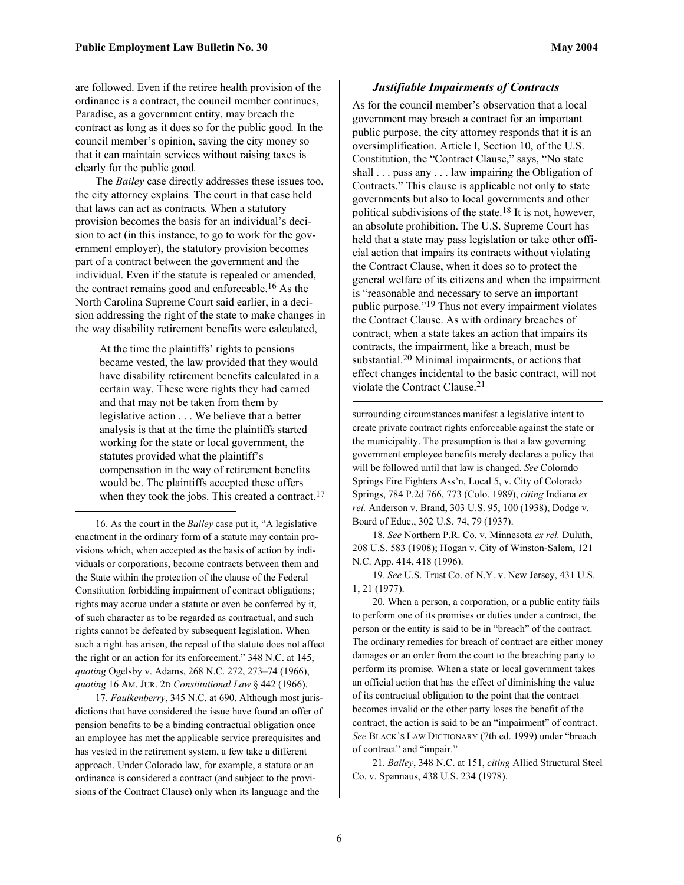are followed. Even if the retiree health provision of the ordinance is a contract, the council member continues, Paradise, as a government entity, may breach the contract as long as it does so for the public good. In the council member's opinion, saving the city money so that it can maintain services without raising taxes is clearly for the public good.

The *Bailey* case directly addresses these issues too, the city attorney explains. The court in that case held that laws can act as contracts. When a statutory provision becomes the basis for an individual's decision to act (in this instance, to go to work for the government employer), the statutory provision becomes part of a contract between the government and the individual. Even if the statute is repealed or amended, the contract remains good and enforceable.[16] As the North Carolina Supreme Court said earlier, in a decision addressing the right of the state to make changes in the way disability retirement benefits were calculated,

> At the time the plaintiffs' rights to pensions became vested, the law provided that they would have disability retirement benefits calculated in a certain way. These were rights they had earned and that may not be taken from them by legislative action . . . We believe that a better analysis is that at the time the plaintiffs started working for the state or local government, the statutes provided what the plaintiff's compensation in the way of retirement benefits would be. The plaintiffs accepted these offers when they took the jobs. This created a contract.[17]

### *Justifiable Impairments of Contracts*

As for the council member's observation that a local government may breach a contract for an important public purpose, the city attorney responds that it is an oversimplification. Article I, Section 10, of the U.S. Constitution, the "Contract Clause," says, "No state shall . . . pass any . . . law impairing the Obligation of Contracts." This clause is applicable not only to state governments but also to local governments and other political subdivisions of the state.[18] It is not, however, an absolute prohibition. The U.S. Supreme Court has held that a state may pass legislation or take other official action that impairs its contracts without violating the Contract Clause, when it does so to protect the general welfare of its citizens and when the impairment is "reasonable and necessary to serve an important public purpose."[19] Thus not every impairment violates the Contract Clause. As with ordinary breaches of contract, when a state takes an action that impairs its contracts, the impairment, like a breach, must be substantial.[20] Minimal impairments, or actions that effect changes incidental to the basic contract, will not violate the Contract Clause.[21]

---

16. As the court in the *Bailey* case put it, "A legislative enactment in the ordinary form of a statute may contain provisions which, when accepted as the basis of action by individuals or corporations, become contracts between them and the State within the protection of the clause of the Federal Constitution forbidding impairment of contract obligations; rights may accrue under a statute or even be conferred by it, of such character as to be regarded as contractual, and such rights cannot be defeated by subsequent legislation. When such a right has arisen, the repeal of the statute does not affect the right or an action for its enforcement." 348 N.C. at 145, *quoting* Ogelsby v. Adams, 268 N.C. 272, 273–74 (1966), *quoting* 16 AM. JUR. 2D *Constitutional Law* § 442 (1966).

17. *Faulkenberry*, 345 N.C. at 690. Although most jurisdictions that have considered the issue have found an offer of pension benefits to be a binding contractual obligation once an employee has met the applicable service prerequisites and has vested in the retirement system, a few take a different approach. Under Colorado law, for example, a statute or an ordinance is considered a contract (and subject to the provisions of the Contract Clause) only when its language and the surrounding circumstances manifest a legislative intent to create private contract rights enforceable against the state or the municipality. The presumption is that a law governing government employee benefits merely declares a policy that will be followed until that law is changed. *See* Colorado Springs Fire Fighters Ass'n, Local 5, v. City of Colorado Springs, 784 P.2d 766, 773 (Colo. 1989), *citing* Indiana *ex rel.* Anderson v. Brand, 303 U.S. 95, 100 (1938), Dodge v. Board of Educ., 302 U.S. 74, 79 (1937).

18. *See* Northern P.R. Co. v. Minnesota *ex rel.* Duluth, 208 U.S. 583 (1908); Hogan v. City of Winston-Salem, 121 N.C. App. 414, 418 (1996).

19. *See* U.S. Trust Co. of N.Y. v. New Jersey, 431 U.S. 1, 21 (1977).

20. When a person, a corporation, or a public entity fails to perform one of its promises or duties under a contract, the person or the entity is said to be in "breach" of the contract. The ordinary remedies for breach of contract are either money damages or an order from the court to the breaching party to perform its promise. When a state or local government takes an official action that has the effect of diminishing the value of its contractual obligation to the point that the contract becomes invalid or the other party loses the benefit of the contract, the action is said to be an "impairment" of contract. *See* BLACK'S LAW DICTIONARY (7th ed. 1999) under "breach of contract" and "impair."

21. *Bailey*, 348 N.C. at 151, *citing* Allied Structural Steel Co. v. Spannaus, 438 U.S. 234 (1978).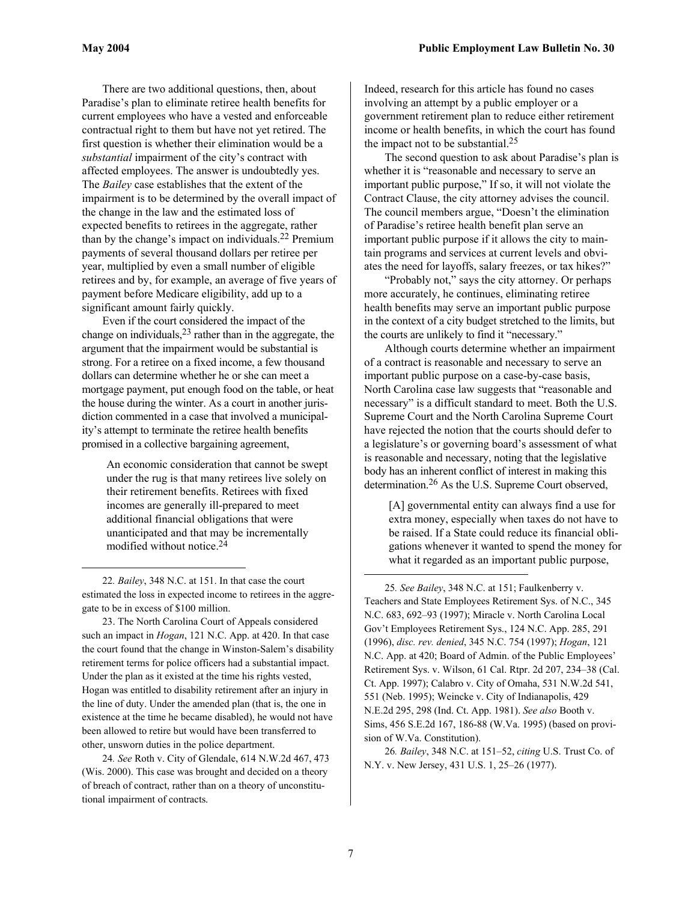There are two additional questions, then, about Paradise's plan to eliminate retiree health benefits for current employees who have a vested and enforceable contractual right to them but have not yet retired. The first question is whether their elimination would be a *substantial* impairment of the city's contract with affected employees. The answer is undoubtedly yes. The *Bailey* case establishes that the extent of the impairment is to be determined by the overall impact of the change in the law and the estimated loss of expected benefits to retirees in the aggregate, rather than by the change's impact on individuals.[22] Premium payments of several thousand dollars per retiree per year, multiplied by even a small number of eligible retirees and by, for example, an average of five years of payment before Medicare eligibility, add up to a significant amount fairly quickly.

Even if the court considered the impact of the change on individuals,[23] rather than in the aggregate, the argument that the impairment would be substantial is strong. For a retiree on a fixed income, a few thousand dollars can determine whether he or she can meet a mortgage payment, put enough food on the table, or heat the house during the winter. As a court in another jurisdiction commented in a case that involved a municipality's attempt to terminate the retiree health benefits promised in a collective bargaining agreement,

> An economic consideration that cannot be swept under the rug is that many retirees live solely on their retirement benefits. Retirees with fixed incomes are generally ill-prepared to meet additional financial obligations that were unanticipated and that may be incrementally modified without notice.[24]

Indeed, research for this article has found no cases involving an attempt by a public employer or a government retirement plan to reduce either retirement income or health benefits, in which the court has found the impact not to be substantial.[25]

The second question to ask about Paradise's plan is whether it is "reasonable and necessary to serve an important public purpose," If so, it will not violate the Contract Clause, the city attorney advises the council. The council members argue, "Doesn't the elimination of Paradise's retiree health benefit plan serve an important public purpose if it allows the city to maintain programs and services at current levels and obviates the need for layoffs, salary freezes, or tax hikes?"

"Probably not," says the city attorney. Or perhaps more accurately, he continues, eliminating retiree health benefits may serve an important public purpose in the context of a city budget stretched to the limits, but the courts are unlikely to find it "necessary."

Although courts determine whether an impairment of a contract is reasonable and necessary to serve an important public purpose on a case-by-case basis, North Carolina case law suggests that "reasonable and necessary" is a difficult standard to meet. Both the U.S. Supreme Court and the North Carolina Supreme Court have rejected the notion that the courts should defer to a legislature's or governing board's assessment of what is reasonable and necessary, noting that the legislative body has an inherent conflict of interest in making this determination.[26] As the U.S. Supreme Court observed,

> [A] governmental entity can always find a use for extra money, especially when taxes do not have to be raised. If a State could reduce its financial obligations whenever it wanted to spend the money for what it regarded as an important public purpose,

---

22. *Bailey*, 348 N.C. at 151. In that case the court estimated the loss in expected income to retirees in the aggregate to be in excess of $100 million.

23. The North Carolina Court of Appeals considered such an impact in *Hogan*, 121 N.C. App. at 420. In that case the court found that the change in Winston-Salem's disability retirement terms for police officers had a substantial impact. Under the plan as it existed at the time his rights vested, Hogan was entitled to disability retirement after an injury in the line of duty. Under the amended plan (that is, the one in existence at the time he became disabled), he would not have been allowed to retire but would have been transferred to other, unsworn duties in the police department.

24. *See* Roth v. City of Glendale, 614 N.W.2d 467, 473 (Wis. 2000). This case was brought and decided on a theory of breach of contract, rather than on a theory of unconstitutional impairment of contracts.

25. *See Bailey*, 348 N.C. at 151; Faulkenberry v. Teachers and State Employees Retirement Sys. of N.C., 345 N.C. 683, 692–93 (1997); Miracle v. North Carolina Local Gov't Employees Retirement Sys., 124 N.C. App. 285, 291 (1996), *disc. rev. denied*, 345 N.C. 754 (1997); *Hogan*, 121 N.C. App. at 420; Board of Admin. of the Public Employees' Retirement Sys. v. Wilson, 61 Cal. Rtpr. 2d 207, 234–38 (Cal. Ct. App. 1997); Calabro v. City of Omaha, 531 N.W.2d 541, 551 (Neb. 1995); Weincke v. City of Indianapolis, 429 N.E.2d 295, 298 (Ind. Ct. App. 1981). *See also* Booth v. Sims, 456 S.E.2d 167, 186-88 (W.Va. 1995) (based on provision of W.Va. Constitution).

26. *Bailey*, 348 N.C. at 151–52, *citing* U.S. Trust Co. of N.Y. v. New Jersey, 431 U.S. 1, 25–26 (1977).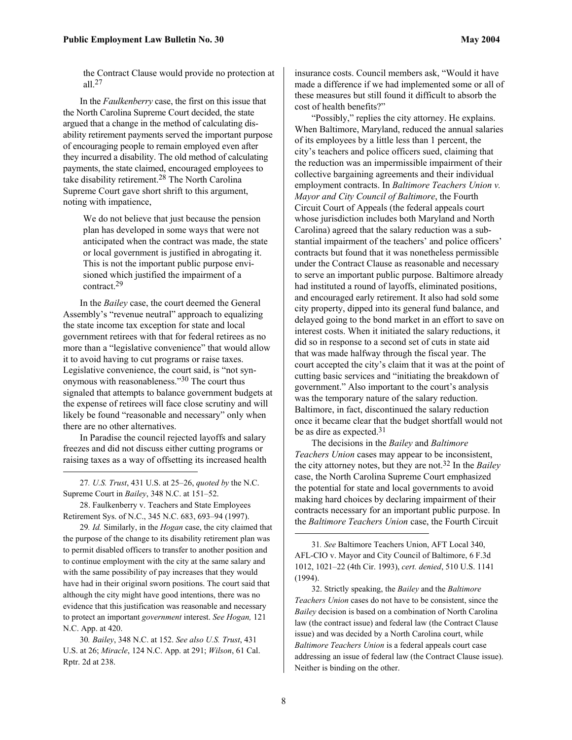the Contract Clause would provide no protection at all.[27]

In the *Faulkenberry* case, the first on this issue that the North Carolina Supreme Court decided, the state argued that a change in the method of calculating disability retirement payments served the important purpose of encouraging people to remain employed even after they incurred a disability. The old method of calculating payments, the state claimed, encouraged employees to take disability retirement.[28] The North Carolina Supreme Court gave short shrift to this argument, noting with impatience,

> We do not believe that just because the pension plan has developed in some ways that were not anticipated when the contract was made, the state or local government is justified in abrogating it. This is not the important public purpose envisioned which justified the impairment of a contract.[29]

In the *Bailey* case, the court deemed the General Assembly's "revenue neutral" approach to equalizing the state income tax exception for state and local government retirees with that for federal retirees as no more than a "legislative convenience" that would allow it to avoid having to cut programs or raise taxes. Legislative convenience, the court said, is "not synonymous with reasonableness."[30] The court thus signaled that attempts to balance government budgets at the expense of retirees will face close scrutiny and will likely be found "reasonable and necessary" only when there are no other alternatives.

In Paradise the council rejected layoffs and salary freezes and did not discuss either cutting programs or raising taxes as a way of offsetting its increased health insurance costs. Council members ask, "Would it have made a difference if we had implemented some or all of these measures but still found it difficult to absorb the cost of health benefits?"

"Possibly," replies the city attorney. He explains. When Baltimore, Maryland, reduced the annual salaries of its employees by a little less than 1 percent, the city's teachers and police officers sued, claiming that the reduction was an impermissible impairment of their collective bargaining agreements and their individual employment contracts. In *Baltimore Teachers Union v. Mayor and City Council of Baltimore*, the Fourth Circuit Court of Appeals (the federal appeals court whose jurisdiction includes both Maryland and North Carolina) agreed that the salary reduction was a substantial impairment of the teachers' and police officers' contracts but found that it was nonetheless permissible under the Contract Clause as reasonable and necessary to serve an important public purpose. Baltimore already had instituted a round of layoffs, eliminated positions, and encouraged early retirement. It also had sold some city property, dipped into its general fund balance, and delayed going to the bond market in an effort to save on interest costs. When it initiated the salary reductions, it did so in response to a second set of cuts in state aid that was made halfway through the fiscal year. The court accepted the city's claim that it was at the point of cutting basic services and "initiating the breakdown of government." Also important to the court's analysis was the temporary nature of the salary reduction. Baltimore, in fact, discontinued the salary reduction once it became clear that the budget shortfall would not be as dire as expected.[31]

The decisions in the *Bailey* and *Baltimore Teachers Union* cases may appear to be inconsistent, the city attorney notes, but they are not.[32] In the *Bailey* case, the North Carolina Supreme Court emphasized the potential for state and local governments to avoid making hard choices by declaring impairment of their contracts necessary for an important public purpose. In the *Baltimore Teachers Union* case, the Fourth Circuit

---

27. *U.S. Trust*, 431 U.S. at 25–26, *quoted by* the N.C. Supreme Court in *Bailey*, 348 N.C. at 151–52.

28. Faulkenberry v. Teachers and State Employees Retirement Sys. of N.C., 345 N.C. 683, 693–94 (1997).

29. *Id.* Similarly, in the *Hogan* case, the city claimed that the purpose of the change to its disability retirement plan was to permit disabled officers to transfer to another position and to continue employment with the city at the same salary and with the same possibility of pay increases that they would have had in their original sworn positions. The court said that although the city might have good intentions, there was no evidence that this justification was reasonable and necessary to protect an important *government* interest. *See Hogan,* 121 N.C. App. at 420.

30. *Bailey*, 348 N.C. at 152. *See also U.S. Trust*, 431 U.S. at 26; *Miracle*, 124 N.C. App. at 291; *Wilson*, 61 Cal. Rptr. 2d at 238.

31. *See* Baltimore Teachers Union, AFT Local 340, AFL-CIO v. Mayor and City Council of Baltimore, 6 F.3d 1012, 1021–22 (4th Cir. 1993), *cert. denied*, 510 U.S. 1141 (1994).

32. Strictly speaking, the *Bailey* and the *Baltimore Teachers Union* cases do not have to be consistent, since the *Bailey* decision is based on a combination of North Carolina law (the contract issue) and federal law (the Contract Clause issue) and was decided by a North Carolina court, while *Baltimore Teachers Union* is a federal appeals court case addressing an issue of federal law (the Contract Clause issue). Neither is binding on the other.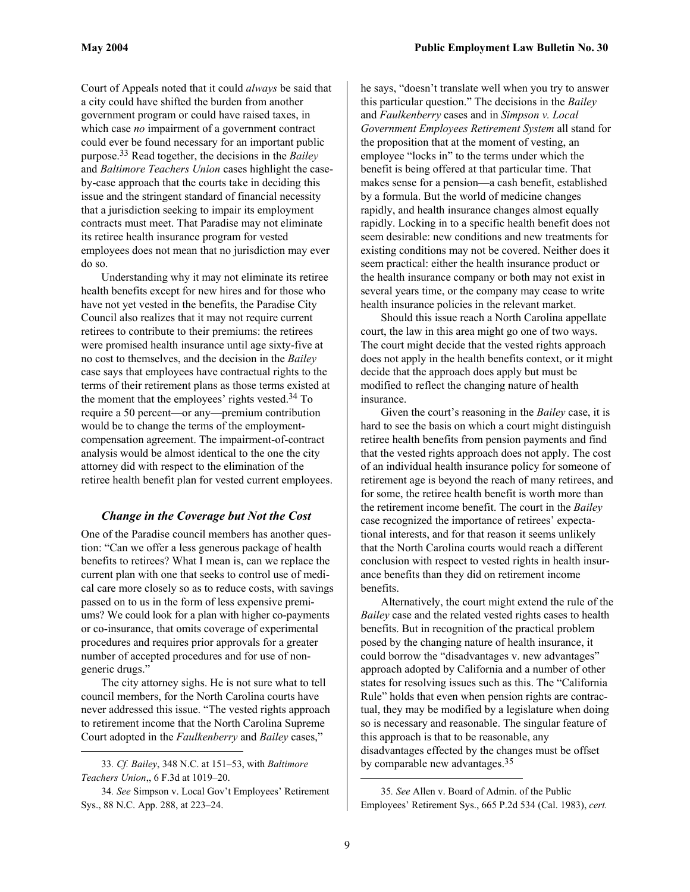Court of Appeals noted that it could *always* be said that a city could have shifted the burden from another government program or could have raised taxes, in which case *no* impairment of a government contract could ever be found necessary for an important public purpose.[33] Read together, the decisions in the *Bailey* and *Baltimore Teachers Union* cases highlight the case-by-case approach that the courts take in deciding this issue and the stringent standard of financial necessity that a jurisdiction seeking to impair its employment contracts must meet. That Paradise may not eliminate its retiree health insurance program for vested employees does not mean that no jurisdiction may ever do so.

Understanding why it may not eliminate its retiree health benefits except for new hires and for those who have not yet vested in the benefits, the Paradise City Council also realizes that it may not require current retirees to contribute to their premiums: the retirees were promised health insurance until age sixty-five at no cost to themselves, and the decision in the *Bailey* case says that employees have contractual rights to the terms of their retirement plans as those terms existed at the moment that the employees' rights vested.[34] To require a 50 percent—or any—premium contribution would be to change the terms of the employment-compensation agreement. The impairment-of-contract analysis would be almost identical to the one the city attorney did with respect to the elimination of the retiree health benefit plan for vested current employees.

### *Change in the Coverage but Not the Cost*

One of the Paradise council members has another question: "Can we offer a less generous package of health benefits to retirees? What I mean is, can we replace the current plan with one that seeks to control use of medical care more closely so as to reduce costs, with savings passed on to us in the form of less expensive premiums? We could look for a plan with higher co-payments or co-insurance, that omits coverage of experimental procedures and requires prior approvals for a greater number of accepted procedures and for use of non-generic drugs."

The city attorney sighs. He is not sure what to tell council members, for the North Carolina courts have never addressed this issue. "The vested rights approach to retirement income that the North Carolina Supreme Court adopted in the *Faulkenberry* and *Bailey* cases," he says, "doesn't translate well when you try to answer this particular question." The decisions in the *Bailey* and *Faulkenberry* cases and in *Simpson v. Local Government Employees Retirement System* all stand for the proposition that at the moment of vesting, an employee "locks in" to the terms under which the benefit is being offered at that particular time. That makes sense for a pension—a cash benefit, established by a formula. But the world of medicine changes rapidly, and health insurance changes almost equally rapidly. Locking in to a specific health benefit does not seem desirable: new conditions and new treatments for existing conditions may not be covered. Neither does it seem practical: either the health insurance product or the health insurance company or both may not exist in several years time, or the company may cease to write health insurance policies in the relevant market.

Should this issue reach a North Carolina appellate court, the law in this area might go one of two ways. The court might decide that the vested rights approach does not apply in the health benefits context, or it might decide that the approach does apply but must be modified to reflect the changing nature of health insurance.

Given the court's reasoning in the *Bailey* case, it is hard to see the basis on which a court might distinguish retiree health benefits from pension payments and find that the vested rights approach does not apply. The cost of an individual health insurance policy for someone of retirement age is beyond the reach of many retirees, and for some, the retiree health benefit is worth more than the retirement income benefit. The court in the *Bailey* case recognized the importance of retirees' expectational interests, and for that reason it seems unlikely that the North Carolina courts would reach a different conclusion with respect to vested rights in health insurance benefits than they did on retirement income benefits.

Alternatively, the court might extend the rule of the *Bailey* case and the related vested rights cases to health benefits. But in recognition of the practical problem posed by the changing nature of health insurance, it could borrow the "disadvantages v. new advantages" approach adopted by California and a number of other states for resolving issues such as this. The "California Rule" holds that even when pension rights are contractual, they may be modified by a legislature when doing so is necessary and reasonable. The singular feature of this approach is that to be reasonable, any disadvantages effected by the changes must be offset by comparable new advantages.[35]

---

33. *Cf. Bailey*, 348 N.C. at 151–53, with *Baltimore Teachers Union*,, 6 F.3d at 1019–20.

34. *See* Simpson v. Local Gov't Employees' Retirement Sys., 88 N.C. App. 288, at 223–24.

35. *See* Allen v. Board of Admin. of the Public Employees' Retirement Sys., 665 P.2d 534 (Cal. 1983), *cert.*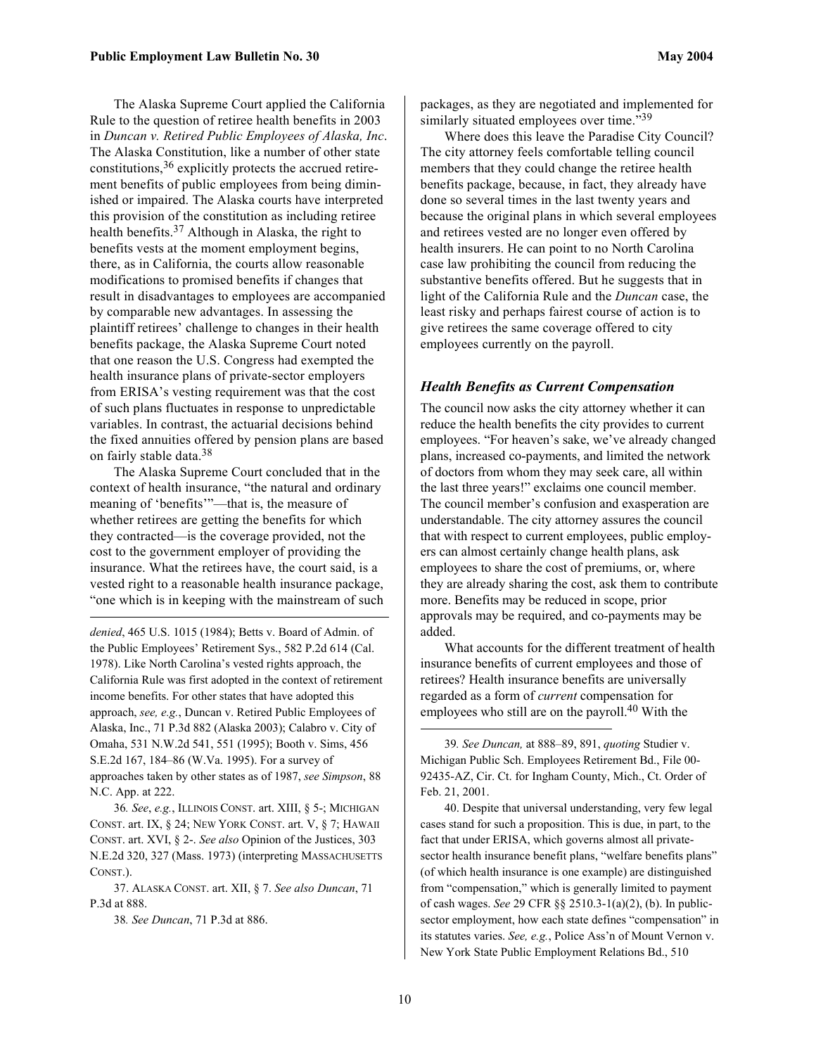The Alaska Supreme Court applied the California Rule to the question of retiree health benefits in 2003 in *Duncan v. Retired Public Employees of Alaska, Inc*. The Alaska Constitution, like a number of other state constitutions,[36] explicitly protects the accrued retirement benefits of public employees from being diminished or impaired. The Alaska courts have interpreted this provision of the constitution as including retiree health benefits.[37] Although in Alaska, the right to benefits vests at the moment employment begins, there, as in California, the courts allow reasonable modifications to promised benefits if changes that result in disadvantages to employees are accompanied by comparable new advantages. In assessing the plaintiff retirees' challenge to changes in their health benefits package, the Alaska Supreme Court noted that one reason the U.S. Congress had exempted the health insurance plans of private-sector employers from ERISA's vesting requirement was that the cost of such plans fluctuates in response to unpredictable variables. In contrast, the actuarial decisions behind the fixed annuities offered by pension plans are based on fairly stable data.[38]

The Alaska Supreme Court concluded that in the context of health insurance, "the natural and ordinary meaning of 'benefits'"—that is, the measure of whether retirees are getting the benefits for which they contracted—is the coverage provided, not the cost to the government employer of providing the insurance. What the retirees have, the court said, is a vested right to a reasonable health insurance package, "one which is in keeping with the mainstream of such packages, as they are negotiated and implemented for similarly situated employees over time."[39]

Where does this leave the Paradise City Council? The city attorney feels comfortable telling council members that they could change the retiree health benefits package, because, in fact, they already have done so several times in the last twenty years and because the original plans in which several employees and retirees vested are no longer even offered by health insurers. He can point to no North Carolina case law prohibiting the council from reducing the substantive benefits offered. But he suggests that in light of the California Rule and the *Duncan* case, the least risky and perhaps fairest course of action is to give retirees the same coverage offered to city employees currently on the payroll.

### *Health Benefits as Current Compensation*

The council now asks the city attorney whether it can reduce the health benefits the city provides to current employees. "For heaven's sake, we've already changed plans, increased co-payments, and limited the network of doctors from whom they may seek care, all within the last three years!" exclaims one council member. The council member's confusion and exasperation are understandable. The city attorney assures the council that with respect to current employees, public employers can almost certainly change health plans, ask employees to share the cost of premiums, or, where they are already sharing the cost, ask them to contribute more. Benefits may be reduced in scope, prior approvals may be required, and co-payments may be added.

What accounts for the different treatment of health insurance benefits of current employees and those of retirees? Health insurance benefits are universally regarded as a form of *current* compensation for employees who still are on the payroll.[40] With the

---

*denied*, 465 U.S. 1015 (1984); Betts v. Board of Admin. of the Public Employees' Retirement Sys., 582 P.2d 614 (Cal. 1978). Like North Carolina's vested rights approach, the California Rule was first adopted in the context of retirement income benefits. For other states that have adopted this approach, *see, e.g.*, Duncan v. Retired Public Employees of Alaska, Inc., 71 P.3d 882 (Alaska 2003); Calabro v. City of Omaha, 531 N.W.2d 541, 551 (1995); Booth v. Sims, 456 S.E.2d 167, 184–86 (W.Va. 1995). For a survey of approaches taken by other states as of 1987, *see Simpson*, 88 N.C. App. at 222.

36. *See*, *e.g.*, ILLINOIS CONST. art. XIII, § 5-; MICHIGAN CONST. art. IX, § 24; NEW YORK CONST. art. V, § 7; HAWAII CONST. art. XVI, § 2-. *See also* Opinion of the Justices, 303 N.E.2d 320, 327 (Mass. 1973) (interpreting MASSACHUSETTS CONST.).

37. ALASKA CONST. art. XII, § 7. *See also Duncan*, 71 P.3d at 888.

38. *See Duncan*, 71 P.3d at 886.

39. *See Duncan,* at 888–89, 891, *quoting* Studier v. Michigan Public Sch. Employees Retirement Bd., File 00-92435-AZ, Cir. Ct. for Ingham County, Mich., Ct. Order of Feb. 21, 2001.

40. Despite that universal understanding, very few legal cases stand for such a proposition. This is due, in part, to the fact that under ERISA, which governs almost all private-sector health insurance benefit plans, "welfare benefits plans" (of which health insurance is one example) are distinguished from "compensation," which is generally limited to payment of cash wages. *See* 29 CFR §§ 2510.3-1(a)(2), (b). In public-sector employment, how each state defines "compensation" in its statutes varies. *See, e.g.*, Police Ass'n of Mount Vernon v. New York State Public Employment Relations Bd., 510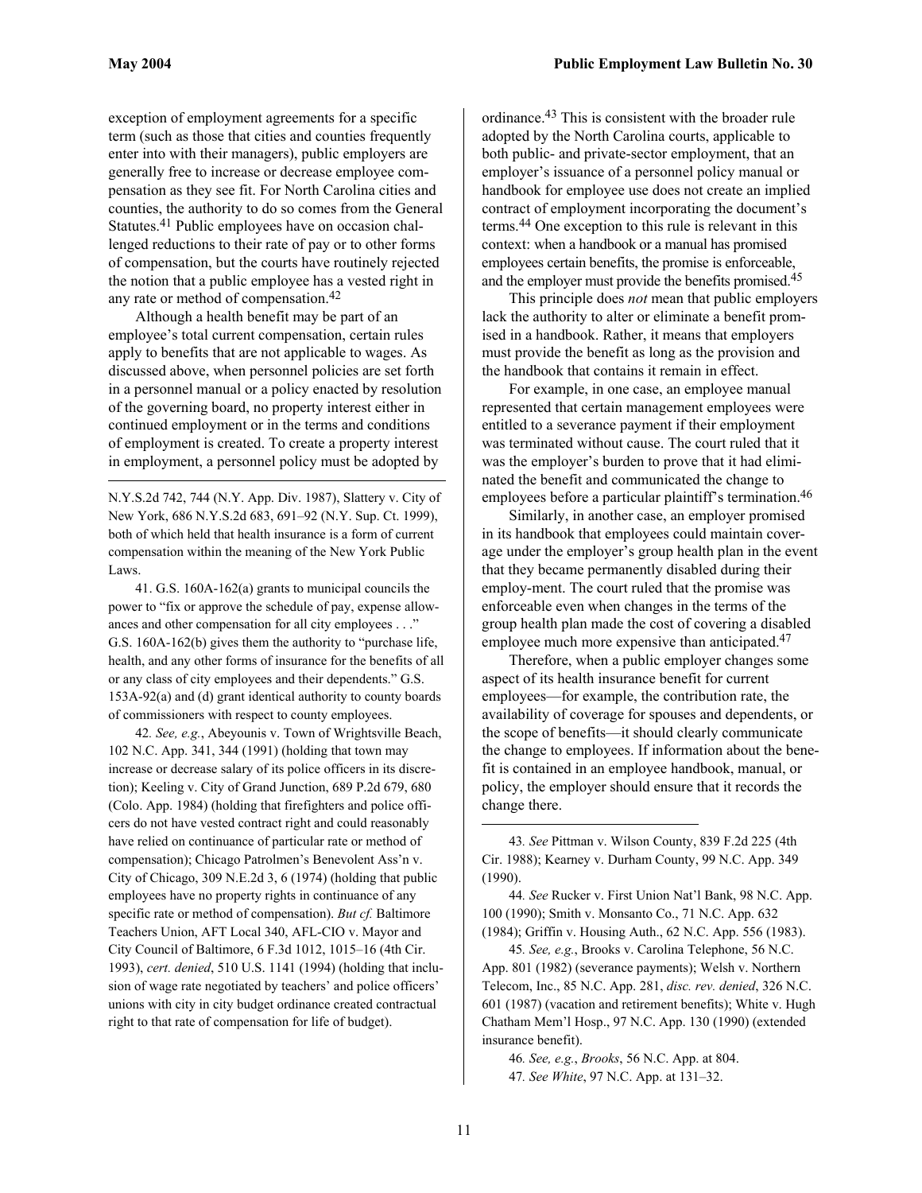exception of employment agreements for a specific term (such as those that cities and counties frequently enter into with their managers), public employers are generally free to increase or decrease employee compensation as they see fit. For North Carolina cities and counties, the authority to do so comes from the General Statutes.[41] Public employees have on occasion challenged reductions to their rate of pay or to other forms of compensation, but the courts have routinely rejected the notion that a public employee has a vested right in any rate or method of compensation.[42]

Although a health benefit may be part of an employee's total current compensation, certain rules apply to benefits that are not applicable to wages. As discussed above, when personnel policies are set forth in a personnel manual or a policy enacted by resolution of the governing board, no property interest either in continued employment or in the terms and conditions of employment is created. To create a property interest in employment, a personnel policy must be adopted by ordinance.[43] This is consistent with the broader rule adopted by the North Carolina courts, applicable to both public- and private-sector employment, that an employer's issuance of a personnel policy manual or handbook for employee use does not create an implied contract of employment incorporating the document's terms.[44] One exception to this rule is relevant in this context: when a handbook or a manual has promised employees certain benefits, the promise is enforceable, and the employer must provide the benefits promised.[45]

This principle does *not* mean that public employers lack the authority to alter or eliminate a benefit promised in a handbook. Rather, it means that employers must provide the benefit as long as the provision and the handbook that contains it remain in effect.

For example, in one case, an employee manual represented that certain management employees were entitled to a severance payment if their employment was terminated without cause. The court ruled that it was the employer's burden to prove that it had eliminated the benefit and communicated the change to employees before a particular plaintiff's termination.[46]

Similarly, in another case, an employer promised in its handbook that employees could maintain coverage under the employer's group health plan in the event that they became permanently disabled during their employ-ment. The court ruled that the promise was enforceable even when changes in the terms of the group health plan made the cost of covering a disabled employee much more expensive than anticipated.[47]

Therefore, when a public employer changes some aspect of its health insurance benefit for current employees—for example, the contribution rate, the availability of coverage for spouses and dependents, or the scope of benefits—it should clearly communicate the change to employees. If information about the benefit is contained in an employee handbook, manual, or policy, the employer should ensure that it records the change there.

---

N.Y.S.2d 742, 744 (N.Y. App. Div. 1987), Slattery v. City of New York, 686 N.Y.S.2d 683, 691–92 (N.Y. Sup. Ct. 1999), both of which held that health insurance is a form of current compensation within the meaning of the New York Public Laws.

41. G.S. 160A-162(a) grants to municipal councils the power to "fix or approve the schedule of pay, expense allowances and other compensation for all city employees . . ." G.S. 160A-162(b) gives them the authority to "purchase life, health, and any other forms of insurance for the benefits of all or any class of city employees and their dependents." G.S. 153A-92(a) and (d) grant identical authority to county boards of commissioners with respect to county employees.

42. *See, e.g.*, Abeyounis v. Town of Wrightsville Beach, 102 N.C. App. 341, 344 (1991) (holding that town may increase or decrease salary of its police officers in its discretion); Keeling v. City of Grand Junction, 689 P.2d 679, 680 (Colo. App. 1984) (holding that firefighters and police officers do not have vested contract right and could reasonably have relied on continuance of particular rate or method of compensation); Chicago Patrolmen's Benevolent Ass'n v. City of Chicago, 309 N.E.2d 3, 6 (1974) (holding that public employees have no property rights in continuance of any specific rate or method of compensation). *But cf.* Baltimore Teachers Union, AFT Local 340, AFL-CIO v. Mayor and City Council of Baltimore, 6 F.3d 1012, 1015–16 (4th Cir. 1993), *cert. denied*, 510 U.S. 1141 (1994) (holding that inclusion of wage rate negotiated by teachers' and police officers' unions with city in city budget ordinance created contractual right to that rate of compensation for life of budget).

43. *See* Pittman v. Wilson County, 839 F.2d 225 (4th Cir. 1988); Kearney v. Durham County, 99 N.C. App. 349 (1990).

44. *See* Rucker v. First Union Nat'l Bank, 98 N.C. App. 100 (1990); Smith v. Monsanto Co., 71 N.C. App. 632 (1984); Griffin v. Housing Auth., 62 N.C. App. 556 (1983).

45. *See, e.g.*, Brooks v. Carolina Telephone, 56 N.C. App. 801 (1982) (severance payments); Welsh v. Northern Telecom, Inc., 85 N.C. App. 281, *disc. rev. denied*, 326 N.C. 601 (1987) (vacation and retirement benefits); White v. Hugh Chatham Mem'l Hosp., 97 N.C. App. 130 (1990) (extended insurance benefit).

46. *See, e.g.*, *Brooks*, 56 N.C. App. at 804.

47. *See White*, 97 N.C. App. at 131–32.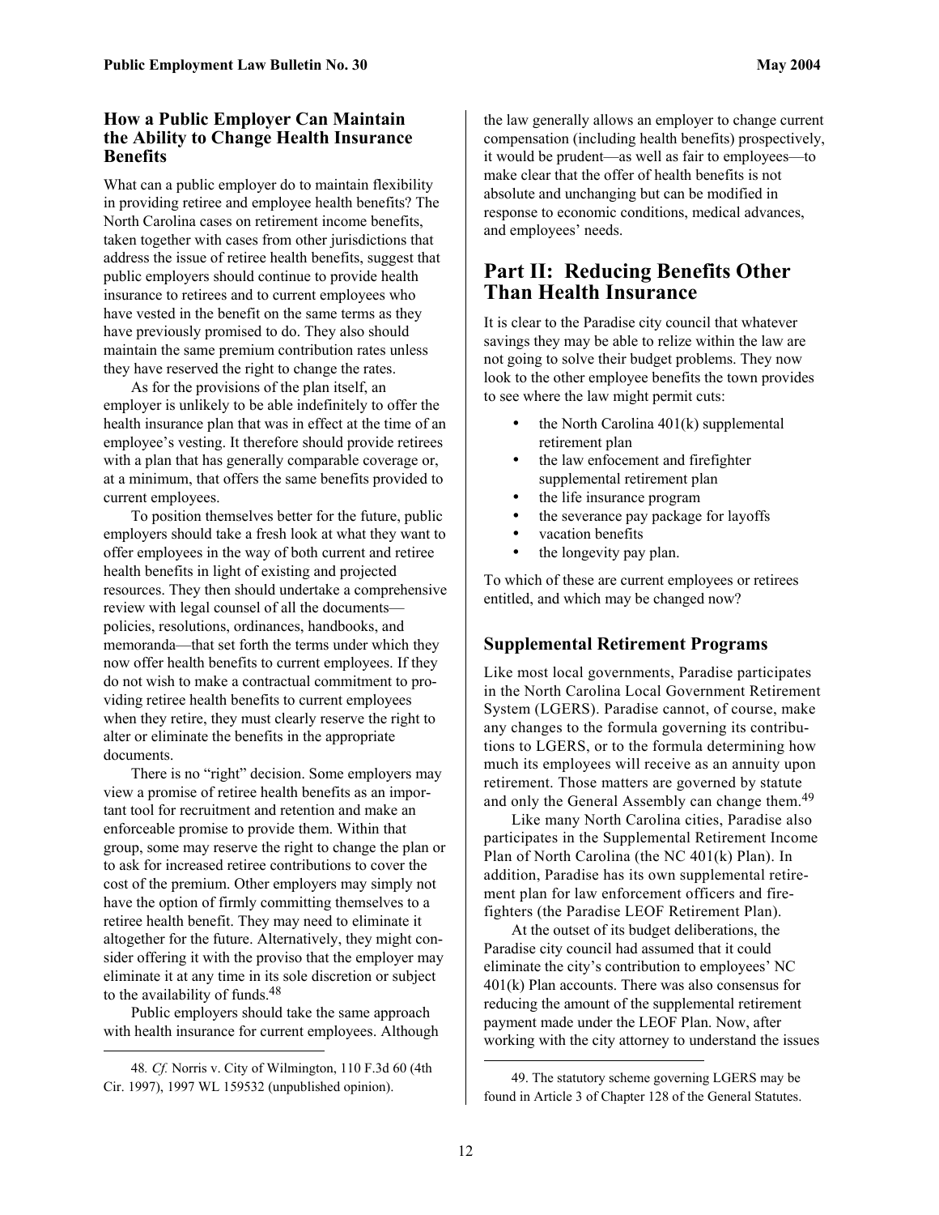### How a Public Employer Can Maintain the Ability to Change Health Insurance Benefits

What can a public employer do to maintain flexibility in providing retiree and employee health benefits? The North Carolina cases on retirement income benefits, taken together with cases from other jurisdictions that address the issue of retiree health benefits, suggest that public employers should continue to provide health insurance to retirees and to current employees who have vested in the benefit on the same terms as they have previously promised to do. They also should maintain the same premium contribution rates unless they have reserved the right to change the rates.

As for the provisions of the plan itself, an employer is unlikely to be able indefinitely to offer the health insurance plan that was in effect at the time of an employee's vesting. It therefore should provide retirees with a plan that has generally comparable coverage or, at a minimum, that offers the same benefits provided to current employees.

To position themselves better for the future, public employers should take a fresh look at what they want to offer employees in the way of both current and retiree health benefits in light of existing and projected resources. They then should undertake a comprehensive review with legal counsel of all the documents—policies, resolutions, ordinances, handbooks, and memoranda—that set forth the terms under which they now offer health benefits to current employees. If they do not wish to make a contractual commitment to providing retiree health benefits to current employees when they retire, they must clearly reserve the right to alter or eliminate the benefits in the appropriate documents.

There is no "right" decision. Some employers may view a promise of retiree health benefits as an important tool for recruitment and retention and make an enforceable promise to provide them. Within that group, some may reserve the right to change the plan or to ask for increased retiree contributions to cover the cost of the premium. Other employers may simply not have the option of firmly committing themselves to a retiree health benefit. They may need to eliminate it altogether for the future. Alternatively, they might consider offering it with the proviso that the employer may eliminate it at any time in its sole discretion or subject to the availability of funds.[48]

Public employers should take the same approach with health insurance for current employees. Although the law generally allows an employer to change current compensation (including health benefits) prospectively, it would be prudent—as well as fair to employees—to make clear that the offer of health benefits is not absolute and unchanging but can be modified in response to economic conditions, medical advances, and employees' needs.

## Part II: Reducing Benefits Other Than Health Insurance

It is clear to the Paradise city council that whatever savings they may be able to relize within the law are not going to solve their budget problems. They now look to the other employee benefits the town provides to see where the law might permit cuts:

- the North Carolina 401(k) supplemental retirement plan
- the law enfocement and firefighter supplemental retirement plan
- the life insurance program
- the severance pay package for layoffs
- vacation benefits
- the longevity pay plan.

To which of these are current employees or retirees entitled, and which may be changed now?

### Supplemental Retirement Programs

Like most local governments, Paradise participates in the North Carolina Local Government Retirement System (LGERS). Paradise cannot, of course, make any changes to the formula governing its contributions to LGERS, or to the formula determining how much its employees will receive as an annuity upon retirement. Those matters are governed by statute and only the General Assembly can change them.[49]

Like many North Carolina cities, Paradise also participates in the Supplemental Retirement Income Plan of North Carolina (the NC 401(k) Plan). In addition, Paradise has its own supplemental retirement plan for law enforcement officers and firefighters (the Paradise LEOF Retirement Plan).

At the outset of its budget deliberations, the Paradise city council had assumed that it could eliminate the city's contribution to employees' NC 401(k) Plan accounts. There was also consensus for reducing the amount of the supplemental retirement payment made under the LEOF Plan. Now, after working with the city attorney to understand the issues

---

48. *Cf.* Norris v. City of Wilmington, 110 F.3d 60 (4th Cir. 1997), 1997 WL 159532 (unpublished opinion).

49. The statutory scheme governing LGERS may be found in Article 3 of Chapter 128 of the General Statutes.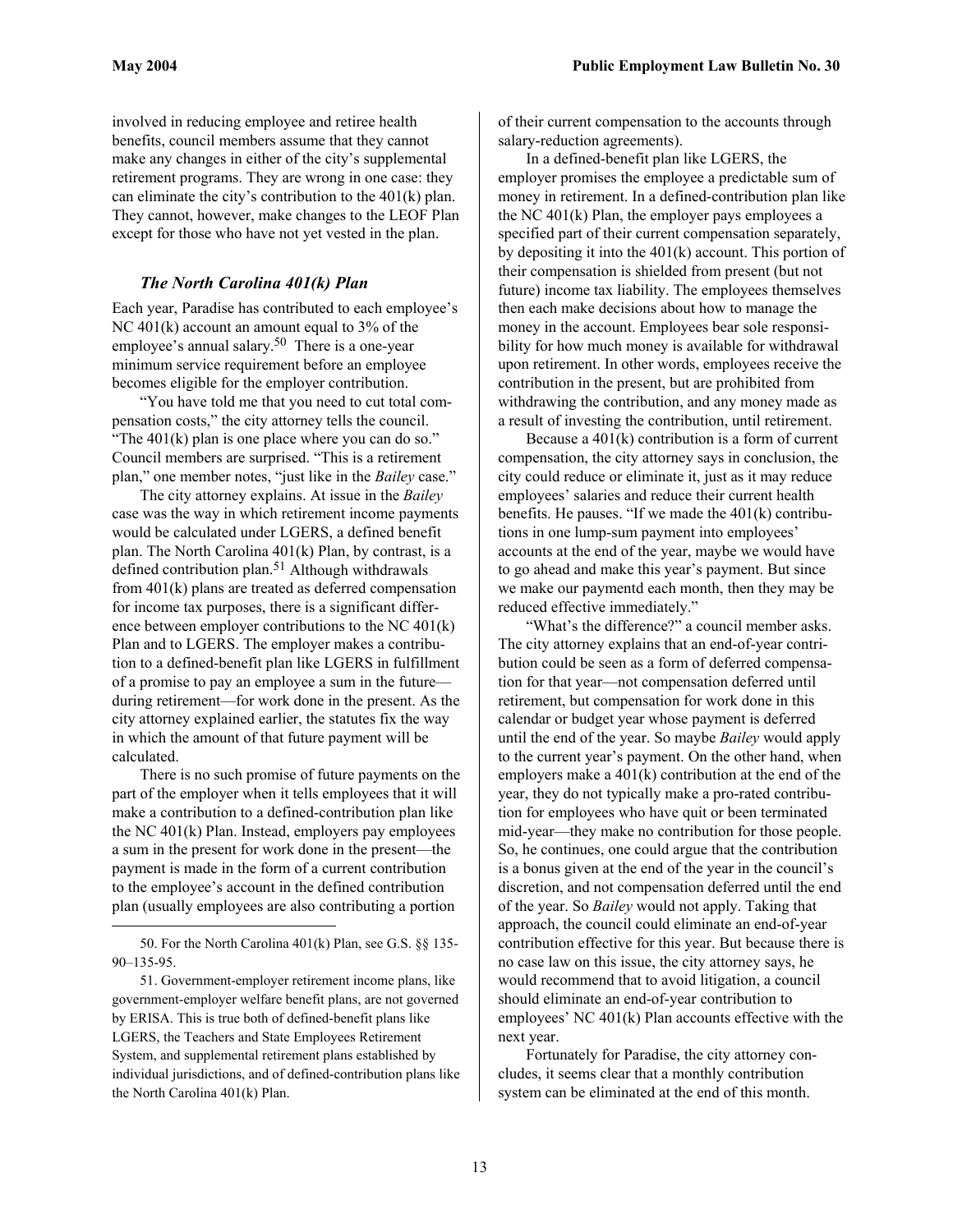involved in reducing employee and retiree health benefits, council members assume that they cannot make any changes in either of the city's supplemental retirement programs. They are wrong in one case: they can eliminate the city's contribution to the 401(k) plan. They cannot, however, make changes to the LEOF Plan except for those who have not yet vested in the plan.

### *The North Carolina 401(k) Plan*

Each year, Paradise has contributed to each employee's NC 401(k) account an amount equal to 3% of the employee's annual salary.[50] There is a one-year minimum service requirement before an employee becomes eligible for the employer contribution.

"You have told me that you need to cut total compensation costs," the city attorney tells the council. "The 401(k) plan is one place where you can do so." Council members are surprised. "This is a retirement plan," one member notes, "just like in the *Bailey* case."

The city attorney explains. At issue in the *Bailey* case was the way in which retirement income payments would be calculated under LGERS, a defined benefit plan. The North Carolina 401(k) Plan, by contrast, is a defined contribution plan.[51] Although withdrawals from 401(k) plans are treated as deferred compensation for income tax purposes, there is a significant difference between employer contributions to the NC 401(k) Plan and to LGERS. The employer makes a contribution to a defined-benefit plan like LGERS in fulfillment of a promise to pay an employee a sum in the future—during retirement—for work done in the present. As the city attorney explained earlier, the statutes fix the way in which the amount of that future payment will be calculated.

There is no such promise of future payments on the part of the employer when it tells employees that it will make a contribution to a defined-contribution plan like the NC 401(k) Plan. Instead, employers pay employees a sum in the present for work done in the present—the payment is made in the form of a current contribution to the employee's account in the defined contribution plan (usually employees are also contributing a portion of their current compensation to the accounts through salary-reduction agreements).

In a defined-benefit plan like LGERS, the employer promises the employee a predictable sum of money in retirement. In a defined-contribution plan like the NC 401(k) Plan, the employer pays employees a specified part of their current compensation separately, by depositing it into the 401(k) account. This portion of their compensation is shielded from present (but not future) income tax liability. The employees themselves then each make decisions about how to manage the money in the account. Employees bear sole responsibility for how much money is available for withdrawal upon retirement. In other words, employees receive the contribution in the present, but are prohibited from withdrawing the contribution, and any money made as a result of investing the contribution, until retirement.

Because a 401(k) contribution is a form of current compensation, the city attorney says in conclusion, the city could reduce or eliminate it, just as it may reduce employees' salaries and reduce their current health benefits. He pauses. "If we made the 401(k) contributions in one lump-sum payment into employees' accounts at the end of the year, maybe we would have to go ahead and make this year's payment. But since we make our paymentd each month, then they may be reduced effective immediately."

"What's the difference?" a council member asks. The city attorney explains that an end-of-year contribution could be seen as a form of deferred compensation for that year—not compensation deferred until retirement, but compensation for work done in this calendar or budget year whose payment is deferred until the end of the year. So maybe *Bailey* would apply to the current year's payment. On the other hand, when employers make a 401(k) contribution at the end of the year, they do not typically make a pro-rated contribution for employees who have quit or been terminated mid-year—they make no contribution for those people. So, he continues, one could argue that the contribution is a bonus given at the end of the year in the council's discretion, and not compensation deferred until the end of the year. So *Bailey* would not apply. Taking that approach, the council could eliminate an end-of-year contribution effective for this year. But because there is no case law on this issue, the city attorney says, he would recommend that to avoid litigation, a council should eliminate an end-of-year contribution to employees' NC 401(k) Plan accounts effective with the next year.

Fortunately for Paradise, the city attorney concludes, it seems clear that a monthly contribution system can be eliminated at the end of this month.

---

50. For the North Carolina 401(k) Plan, see G.S. §§ 135-90–135-95.

51. Government-employer retirement income plans, like government-employer welfare benefit plans, are not governed by ERISA. This is true both of defined-benefit plans like LGERS, the Teachers and State Employees Retirement System, and supplemental retirement plans established by individual jurisdictions, and of defined-contribution plans like the North Carolina 401(k) Plan.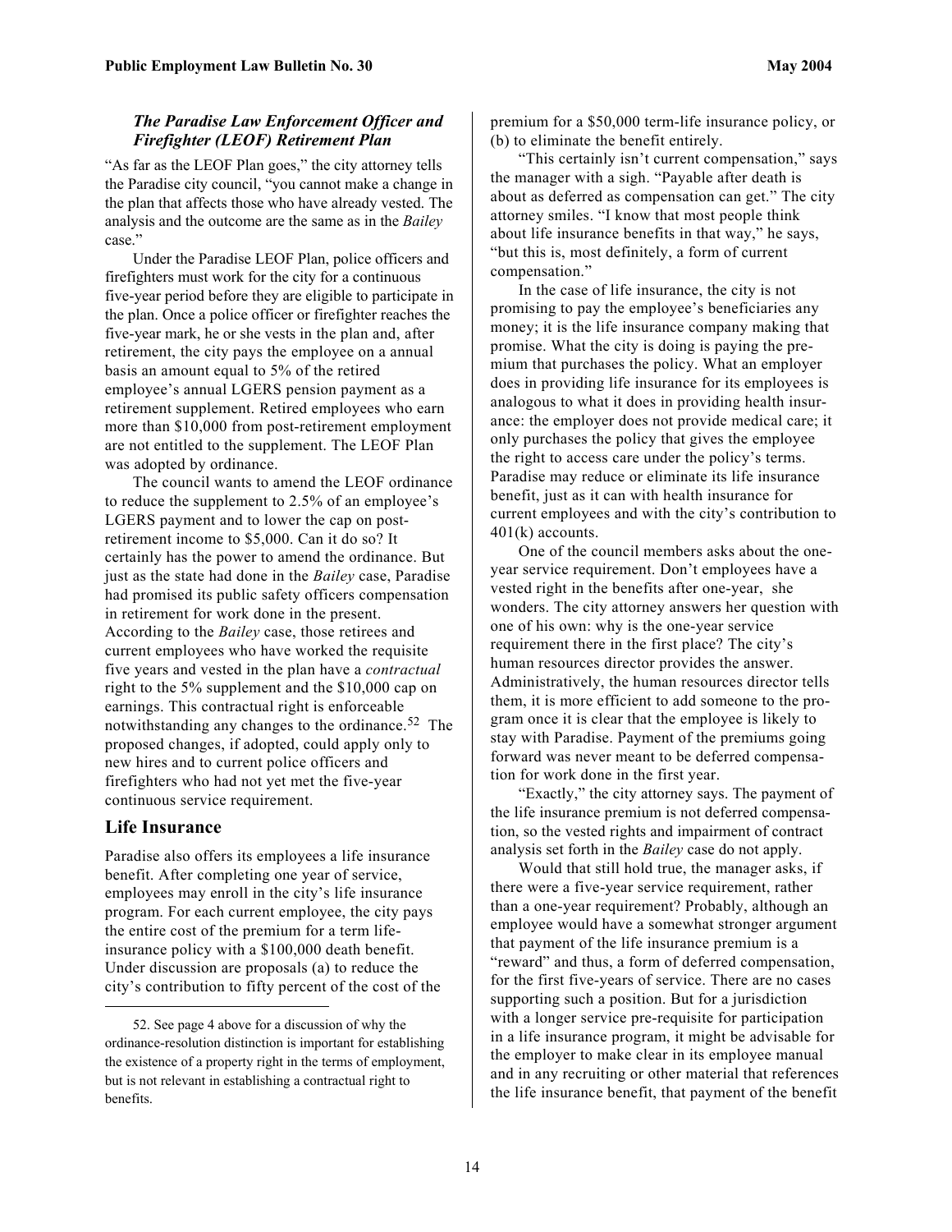### *The Paradise Law Enforcement Officer and Firefighter (LEOF) Retirement Plan*

"As far as the LEOF Plan goes," the city attorney tells the Paradise city council, "you cannot make a change in the plan that affects those who have already vested. The analysis and the outcome are the same as in the *Bailey* case."

Under the Paradise LEOF Plan, police officers and firefighters must work for the city for a continuous five-year period before they are eligible to participate in the plan. Once a police officer or firefighter reaches the five-year mark, he or she vests in the plan and, after retirement, the city pays the employee on a annual basis an amount equal to 5% of the retired employee's annual LGERS pension payment as a retirement supplement. Retired employees who earn more than $10,000 from post-retirement employment are not entitled to the supplement. The LEOF Plan was adopted by ordinance.

The council wants to amend the LEOF ordinance to reduce the supplement to 2.5% of an employee's LGERS payment and to lower the cap on post-retirement income to $5,000. Can it do so? It certainly has the power to amend the ordinance. But just as the state had done in the *Bailey* case, Paradise had promised its public safety officers compensation in retirement for work done in the present. According to the *Bailey* case, those retirees and current employees who have worked the requisite five years and vested in the plan have a *contractual* right to the 5% supplement and the $10,000 cap on earnings. This contractual right is enforceable notwithstanding any changes to the ordinance.[52] The proposed changes, if adopted, could apply only to new hires and to current police officers and firefighters who had not yet met the five-year continuous service requirement.

## Life Insurance

Paradise also offers its employees a life insurance benefit. After completing one year of service, employees may enroll in the city's life insurance program. For each current employee, the city pays the entire cost of the premium for a term life-insurance policy with a $100,000 death benefit. Under discussion are proposals (a) to reduce the city's contribution to fifty percent of the cost of the premium for a $50,000 term-life insurance policy, or (b) to eliminate the benefit entirely.

"This certainly isn't current compensation," says the manager with a sigh. "Payable after death is about as deferred as compensation can get." The city attorney smiles. "I know that most people think about life insurance benefits in that way," he says, "but this is, most definitely, a form of current compensation."

In the case of life insurance, the city is not promising to pay the employee's beneficiaries any money; it is the life insurance company making that promise. What the city is doing is paying the premium that purchases the policy. What an employer does in providing life insurance for its employees is analogous to what it does in providing health insurance: the employer does not provide medical care; it only purchases the policy that gives the employee the right to access care under the policy's terms. Paradise may reduce or eliminate its life insurance benefit, just as it can with health insurance for current employees and with the city's contribution to 401(k) accounts.

One of the council members asks about the one-year service requirement. Don't employees have a vested right in the benefits after one-year, she wonders. The city attorney answers her question with one of his own: why is the one-year service requirement there in the first place? The city's human resources director provides the answer. Administratively, the human resources director tells them, it is more efficient to add someone to the program once it is clear that the employee is likely to stay with Paradise. Payment of the premiums going forward was never meant to be deferred compensation for work done in the first year.

"Exactly," the city attorney says. The payment of the life insurance premium is not deferred compensation, so the vested rights and impairment of contract analysis set forth in the *Bailey* case do not apply.

Would that still hold true, the manager asks, if there were a five-year service requirement, rather than a one-year requirement? Probably, although an employee would have a somewhat stronger argument that payment of the life insurance premium is a "reward" and thus, a form of deferred compensation, for the first five-years of service. There are no cases supporting such a position. But for a jurisdiction with a longer service pre-requisite for participation in a life insurance program, it might be advisable for the employer to make clear in its employee manual and in any recruiting or other material that references the life insurance benefit, that payment of the benefit

---

52. See page 4 above for a discussion of why the ordinance-resolution distinction is important for establishing the existence of a property right in the terms of employment, but is not relevant in establishing a contractual right to benefits.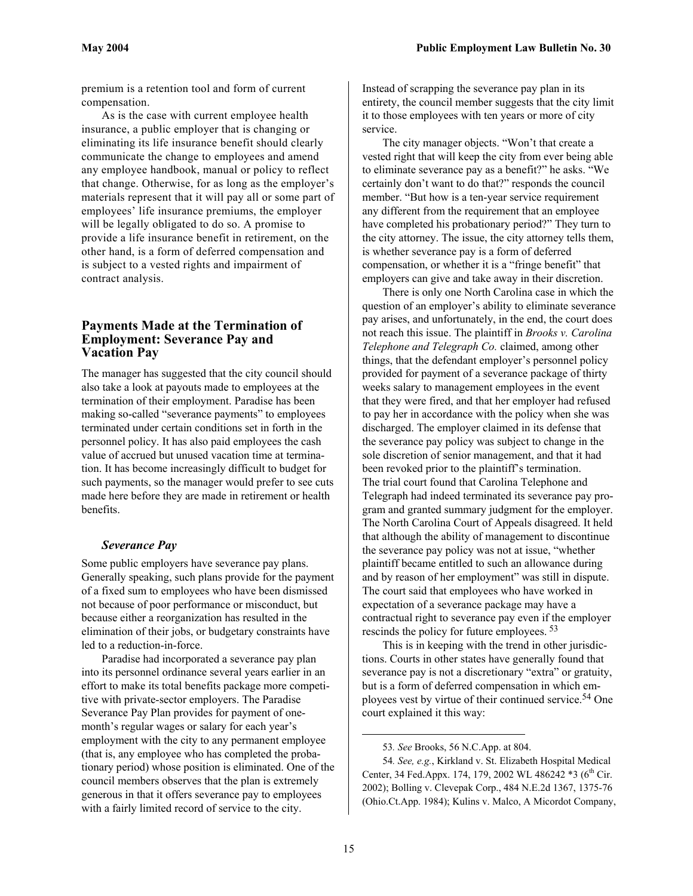premium is a retention tool and form of current compensation.

As is the case with current employee health insurance, a public employer that is changing or eliminating its life insurance benefit should clearly communicate the change to employees and amend any employee handbook, manual or policy to reflect that change. Otherwise, for as long as the employer's materials represent that it will pay all or some part of employees' life insurance premiums, the employer will be legally obligated to do so. A promise to provide a life insurance benefit in retirement, on the other hand, is a form of deferred compensation and is subject to a vested rights and impairment of contract analysis.

## Payments Made at the Termination of Employment: Severance Pay and Vacation Pay

The manager has suggested that the city council should also take a look at payouts made to employees at the termination of their employment. Paradise has been making so-called "severance payments" to employees terminated under certain conditions set in forth in the personnel policy. It has also paid employees the cash value of accrued but unused vacation time at termination. It has become increasingly difficult to budget for such payments, so the manager would prefer to see cuts made here before they are made in retirement or health benefits.

### *Severance Pay*

Some public employers have severance pay plans. Generally speaking, such plans provide for the payment of a fixed sum to employees who have been dismissed not because of poor performance or misconduct, but because either a reorganization has resulted in the elimination of their jobs, or budgetary constraints have led to a reduction-in-force.

Paradise had incorporated a severance pay plan into its personnel ordinance several years earlier in an effort to make its total benefits package more competitive with private-sector employers. The Paradise Severance Pay Plan provides for payment of one-month's regular wages or salary for each year's employment with the city to any permanent employee (that is, any employee who has completed the probationary period) whose position is eliminated. One of the council members observes that the plan is extremely generous in that it offers severance pay to employees with a fairly limited record of service to the city. Instead of scrapping the severance pay plan in its entirety, the council member suggests that the city limit it to those employees with ten years or more of city service.

The city manager objects. "Won't that create a vested right that will keep the city from ever being able to eliminate severance pay as a benefit?" he asks. "We certainly don't want to do that?" responds the council member. "But how is a ten-year service requirement any different from the requirement that an employee have completed his probationary period?" They turn to the city attorney. The issue, the city attorney tells them, is whether severance pay is a form of deferred compensation, or whether it is a "fringe benefit" that employers can give and take away in their discretion.

There is only one North Carolina case in which the question of an employer's ability to eliminate severance pay arises, and unfortunately, in the end, the court does not reach this issue. The plaintiff in *Brooks v. Carolina Telephone and Telegraph Co.* claimed, among other things, that the defendant employer's personnel policy provided for payment of a severance package of thirty weeks salary to management employees in the event that they were fired, and that her employer had refused to pay her in accordance with the policy when she was discharged. The employer claimed in its defense that the severance pay policy was subject to change in the sole discretion of senior management, and that it had been revoked prior to the plaintiff's termination. The trial court found that Carolina Telephone and Telegraph had indeed terminated its severance pay program and granted summary judgment for the employer. The North Carolina Court of Appeals disagreed. It held that although the ability of management to discontinue the severance pay policy was not at issue, "whether plaintiff became entitled to such an allowance during and by reason of her employment" was still in dispute. The court said that employees who have worked in expectation of a severance package may have a contractual right to severance pay even if the employer rescinds the policy for future employees. [53]

This is in keeping with the trend in other jurisdictions. Courts in other states have generally found that severance pay is not a discretionary "extra" or gratuity, but is a form of deferred compensation in which employees vest by virtue of their continued service.[54] One court explained it this way:

---

53. *See* Brooks, 56 N.C.App. at 804.

54. *See, e.g.*, Kirkland v. St. Elizabeth Hospital Medical Center, 34 Fed.Appx. 174, 179, 2002 WL 486242 *3 (6th Cir. 2002); Bolling v. Clevepak Corp., 484 N.E.2d 1367, 1375-76 (Ohio.Ct.App. 1984); Kulins v. Malco, A Micordot Company,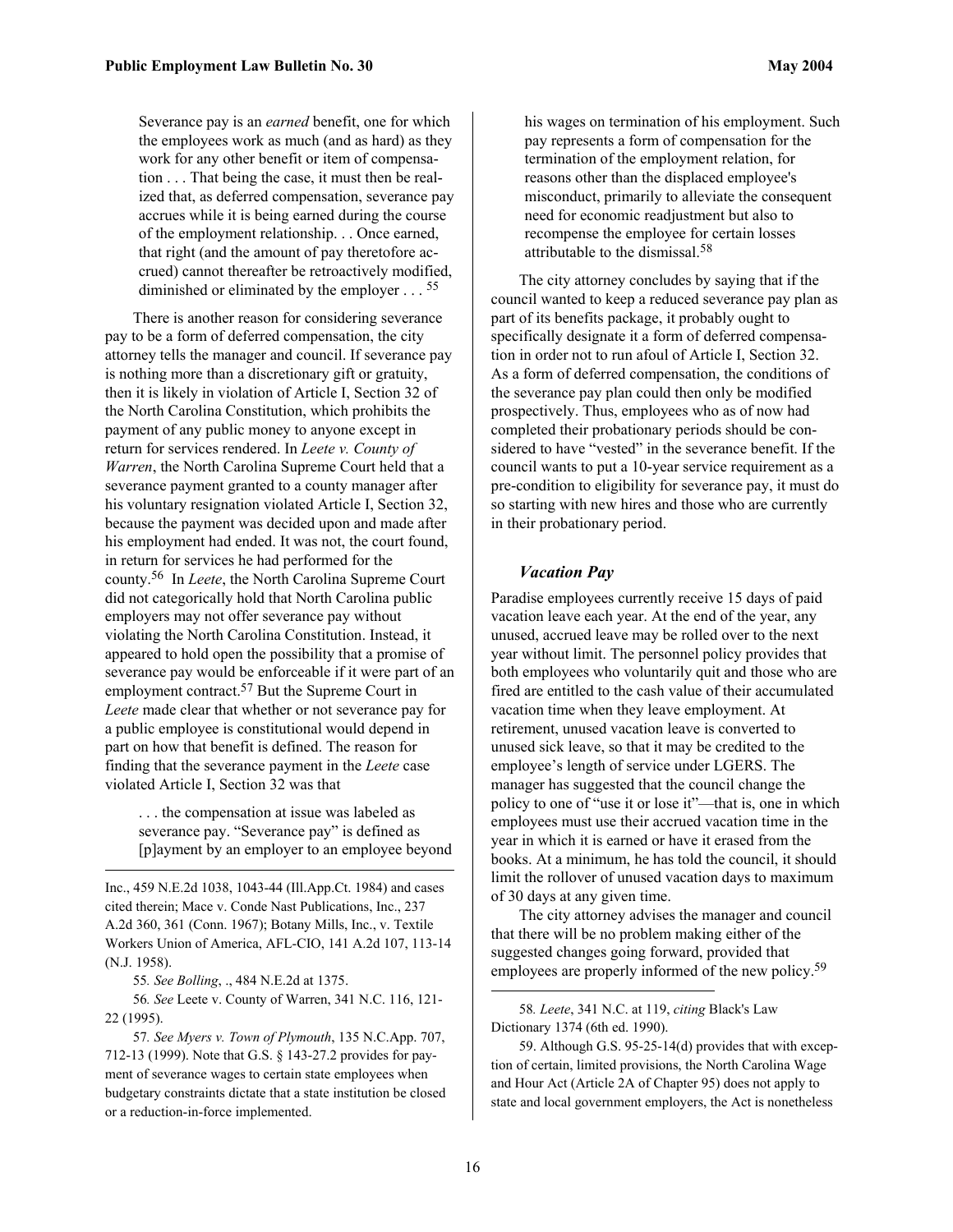> Severance pay is an *earned* benefit, one for which the employees work as much (and as hard) as they work for any other benefit or item of compensation . . . That being the case, it must then be realized that, as deferred compensation, severance pay accrues while it is being earned during the course of the employment relationship. . . Once earned, that right (and the amount of pay theretofore accrued) cannot thereafter be retroactively modified, diminished or eliminated by the employer . . . [55]

There is another reason for considering severance pay to be a form of deferred compensation, the city attorney tells the manager and council. If severance pay is nothing more than a discretionary gift or gratuity, then it is likely in violation of Article I, Section 32 of the North Carolina Constitution, which prohibits the payment of any public money to anyone except in return for services rendered. In *Leete v. County of Warren*, the North Carolina Supreme Court held that a severance payment granted to a county manager after his voluntary resignation violated Article I, Section 32, because the payment was decided upon and made after his employment had ended. It was not, the court found, in return for services he had performed for the county.[56] In *Leete*, the North Carolina Supreme Court did not categorically hold that North Carolina public employers may not offer severance pay without violating the North Carolina Constitution. Instead, it appeared to hold open the possibility that a promise of severance pay would be enforceable if it were part of an employment contract.[57] But the Supreme Court in *Leete* made clear that whether or not severance pay for a public employee is constitutional would depend in part on how that benefit is defined. The reason for finding that the severance payment in the *Leete* case violated Article I, Section 32 was that

> . . . the compensation at issue was labeled as severance pay. "Severance pay" is defined as [p]ayment by an employer to an employee beyond his wages on termination of his employment. Such pay represents a form of compensation for the termination of the employment relation, for reasons other than the displaced employee's misconduct, primarily to alleviate the consequent need for economic readjustment but also to recompense the employee for certain losses attributable to the dismissal.[58]

The city attorney concludes by saying that if the council wanted to keep a reduced severance pay plan as part of its benefits package, it probably ought to specifically designate it a form of deferred compensation in order not to run afoul of Article I, Section 32. As a form of deferred compensation, the conditions of the severance pay plan could then only be modified prospectively. Thus, employees who as of now had completed their probationary periods should be considered to have "vested" in the severance benefit. If the council wants to put a 10-year service requirement as a pre-condition to eligibility for severance pay, it must do so starting with new hires and those who are currently in their probationary period.

### *Vacation Pay*

Paradise employees currently receive 15 days of paid vacation leave each year. At the end of the year, any unused, accrued leave may be rolled over to the next year without limit. The personnel policy provides that both employees who voluntarily quit and those who are fired are entitled to the cash value of their accumulated vacation time when they leave employment. At retirement, unused vacation leave is converted to unused sick leave, so that it may be credited to the employee's length of service under LGERS. The manager has suggested that the council change the policy to one of "use it or lose it"—that is, one in which employees must use their accrued vacation time in the year in which it is earned or have it erased from the books. At a minimum, he has told the council, it should limit the rollover of unused vacation days to maximum of 30 days at any given time.

The city attorney advises the manager and council that there will be no problem making either of the suggested changes going forward, provided that employees are properly informed of the new policy.[59]

---

Inc., 459 N.E.2d 1038, 1043-44 (Ill.App.Ct. 1984) and cases cited therein; Mace v. Conde Nast Publications, Inc., 237 A.2d 360, 361 (Conn. 1967); Botany Mills, Inc., v. Textile Workers Union of America, AFL-CIO, 141 A.2d 107, 113-14 (N.J. 1958).

55. *See Bolling*, ., 484 N.E.2d at 1375.

56. *See* Leete v. County of Warren, 341 N.C. 116, 121-22 (1995).

57. *See Myers v. Town of Plymouth*, 135 N.C.App. 707, 712-13 (1999). Note that G.S. § 143-27.2 provides for payment of severance wages to certain state employees when budgetary constraints dictate that a state institution be closed or a reduction-in-force implemented.

58. *Leete*, 341 N.C. at 119, *citing* Black's Law Dictionary 1374 (6th ed. 1990).

59. Although G.S. 95-25-14(d) provides that with exception of certain, limited provisions, the North Carolina Wage and Hour Act (Article 2A of Chapter 95) does not apply to state and local government employers, the Act is nonetheless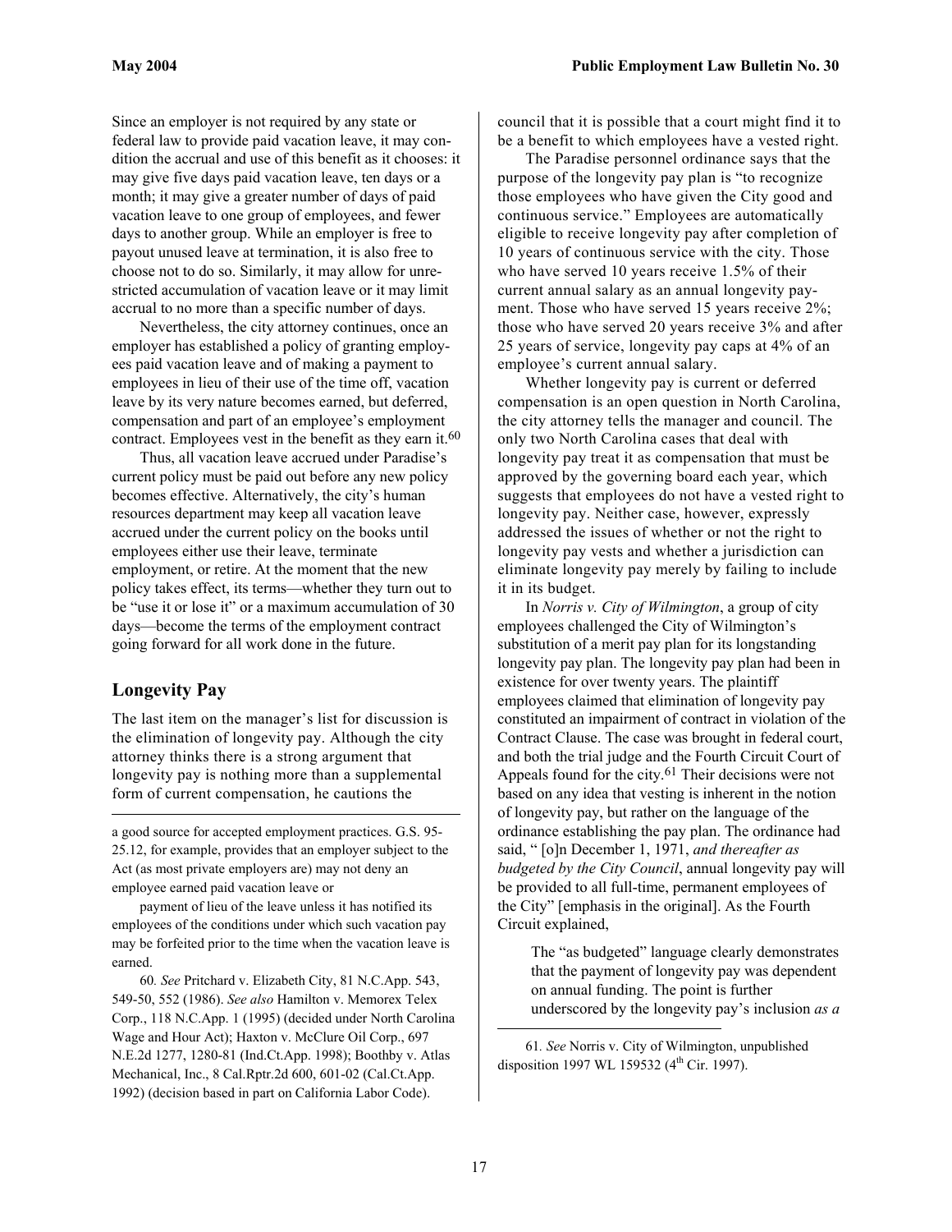Since an employer is not required by any state or federal law to provide paid vacation leave, it may condition the accrual and use of this benefit as it chooses: it may give five days paid vacation leave, ten days or a month; it may give a greater number of days of paid vacation leave to one group of employees, and fewer days to another group. While an employer is free to payout unused leave at termination, it is also free to choose not to do so. Similarly, it may allow for unrestricted accumulation of vacation leave or it may limit accrual to no more than a specific number of days.

Nevertheless, the city attorney continues, once an employer has established a policy of granting employees paid vacation leave and of making a payment to employees in lieu of their use of the time off, vacation leave by its very nature becomes earned, but deferred, compensation and part of an employee's employment contract. Employees vest in the benefit as they earn it.[60]

Thus, all vacation leave accrued under Paradise's current policy must be paid out before any new policy becomes effective. Alternatively, the city's human resources department may keep all vacation leave accrued under the current policy on the books until employees either use their leave, terminate employment, or retire. At the moment that the new policy takes effect, its terms—whether they turn out to be "use it or lose it" or a maximum accumulation of 30 days—become the terms of the employment contract going forward for all work done in the future.

## Longevity Pay

The last item on the manager's list for discussion is the elimination of longevity pay. Although the city attorney thinks there is a strong argument that longevity pay is nothing more than a supplemental form of current compensation, he cautions the council that it is possible that a court might find it to be a benefit to which employees have a vested right.

The Paradise personnel ordinance says that the purpose of the longevity pay plan is "to recognize those employees who have given the City good and continuous service." Employees are automatically eligible to receive longevity pay after completion of 10 years of continuous service with the city. Those who have served 10 years receive 1.5% of their current annual salary as an annual longevity payment. Those who have served 15 years receive 2%; those who have served 20 years receive 3% and after 25 years of service, longevity pay caps at 4% of an employee's current annual salary.

Whether longevity pay is current or deferred compensation is an open question in North Carolina, the city attorney tells the manager and council. The only two North Carolina cases that deal with longevity pay treat it as compensation that must be approved by the governing board each year, which suggests that employees do not have a vested right to longevity pay. Neither case, however, expressly addressed the issues of whether or not the right to longevity pay vests and whether a jurisdiction can eliminate longevity pay merely by failing to include it in its budget.

In *Norris v. City of Wilmington*, a group of city employees challenged the City of Wilmington's substitution of a merit pay plan for its longstanding longevity pay plan. The longevity pay plan had been in existence for over twenty years. The plaintiff employees claimed that elimination of longevity pay constituted an impairment of contract in violation of the Contract Clause. The case was brought in federal court, and both the trial judge and the Fourth Circuit Court of Appeals found for the city.[61] Their decisions were not based on any idea that vesting is inherent in the notion of longevity pay, but rather on the language of the ordinance establishing the pay plan. The ordinance had said, " [o]n December 1, 1971, *and thereafter as budgeted by the City Council*, annual longevity pay will be provided to all full-time, permanent employees of the City" [emphasis in the original]. As the Fourth Circuit explained,

> The "as budgeted" language clearly demonstrates that the payment of longevity pay was dependent on annual funding. The point is further underscored by the longevity pay's inclusion *as a*

---

a good source for accepted employment practices. G.S. 95-25.12, for example, provides that an employer subject to the Act (as most private employers are) may not deny an employee earned paid vacation leave or

payment of lieu of the leave unless it has notified its employees of the conditions under which such vacation pay may be forfeited prior to the time when the vacation leave is earned.

60. *See* Pritchard v. Elizabeth City, 81 N.C.App. 543, 549-50, 552 (1986). *See also* Hamilton v. Memorex Telex Corp., 118 N.C.App. 1 (1995) (decided under North Carolina Wage and Hour Act); Haxton v. McClure Oil Corp., 697 N.E.2d 1277, 1280-81 (Ind.Ct.App. 1998); Boothby v. Atlas Mechanical, Inc., 8 Cal.Rptr.2d 600, 601-02 (Cal.Ct.App. 1992) (decision based in part on California Labor Code).

61. *See* Norris v. City of Wilmington, unpublished disposition 1997 WL 159532 (4th Cir. 1997).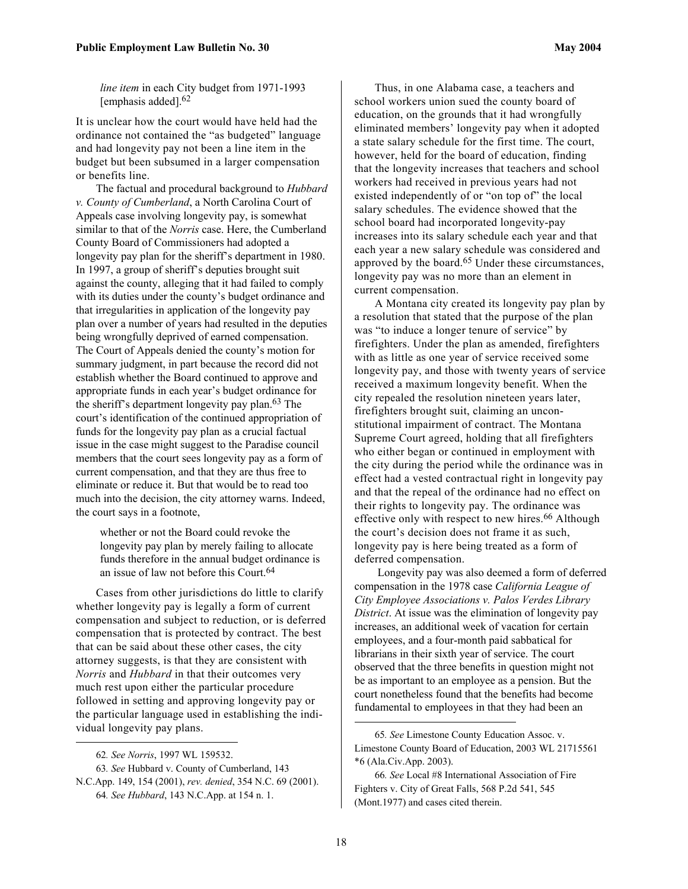> *line item* in each City budget from 1971-1993 [emphasis added].[62]

It is unclear how the court would have held had the ordinance not contained the "as budgeted" language and had longevity pay not been a line item in the budget but been subsumed in a larger compensation or benefits line.

The factual and procedural background to *Hubbard v. County of Cumberland*, a North Carolina Court of Appeals case involving longevity pay, is somewhat similar to that of the *Norris* case. Here, the Cumberland County Board of Commissioners had adopted a longevity pay plan for the sheriff's department in 1980. In 1997, a group of sheriff's deputies brought suit against the county, alleging that it had failed to comply with its duties under the county's budget ordinance and that irregularities in application of the longevity pay plan over a number of years had resulted in the deputies being wrongfully deprived of earned compensation. The Court of Appeals denied the county's motion for summary judgment, in part because the record did not establish whether the Board continued to approve and appropriate funds in each year's budget ordinance for the sheriff's department longevity pay plan.[63] The court's identification of the continued appropriation of funds for the longevity pay plan as a crucial factual issue in the case might suggest to the Paradise council members that the court sees longevity pay as a form of current compensation, and that they are thus free to eliminate or reduce it. But that would be to read too much into the decision, the city attorney warns. Indeed, the court says in a footnote,

> whether or not the Board could revoke the longevity pay plan by merely failing to allocate funds therefore in the annual budget ordinance is an issue of law not before this Court.[64]

Cases from other jurisdictions do little to clarify whether longevity pay is legally a form of current compensation and subject to reduction, or is deferred compensation that is protected by contract. The best that can be said about these other cases, the city attorney suggests, is that they are consistent with *Norris* and *Hubbard* in that their outcomes very much rest upon either the particular procedure followed in setting and approving longevity pay or the particular language used in establishing the individual longevity pay plans.

Thus, in one Alabama case, a teachers and school workers union sued the county board of education, on the grounds that it had wrongfully eliminated members' longevity pay when it adopted a state salary schedule for the first time. The court, however, held for the board of education, finding that the longevity increases that teachers and school workers had received in previous years had not existed independently of or "on top of" the local salary schedules. The evidence showed that the school board had incorporated longevity-pay increases into its salary schedule each year and that each year a new salary schedule was considered and approved by the board.[65] Under these circumstances, longevity pay was no more than an element in current compensation.

A Montana city created its longevity pay plan by a resolution that stated that the purpose of the plan was "to induce a longer tenure of service" by firefighters. Under the plan as amended, firefighters with as little as one year of service received some longevity pay, and those with twenty years of service received a maximum longevity benefit. When the city repealed the resolution nineteen years later, firefighters brought suit, claiming an unconstitutional impairment of contract. The Montana Supreme Court agreed, holding that all firefighters who either began or continued in employment with the city during the period while the ordinance was in effect had a vested contractual right in longevity pay and that the repeal of the ordinance had no effect on their rights to longevity pay. The ordinance was effective only with respect to new hires.[66] Although the court's decision does not frame it as such, longevity pay is here being treated as a form of deferred compensation.

Longevity pay was also deemed a form of deferred compensation in the 1978 case *California League of City Employee Associations v. Palos Verdes Library District*. At issue was the elimination of longevity pay increases, an additional week of vacation for certain employees, and a four-month paid sabbatical for librarians in their sixth year of service. The court observed that the three benefits in question might not be as important to an employee as a pension. But the court nonetheless found that the benefits had become fundamental to employees in that they had been an

---

62. *See Norris*, 1997 WL 159532.

63. *See* Hubbard v. County of Cumberland, 143 N.C.App. 149, 154 (2001), *rev. denied*, 354 N.C. 69 (2001).

64. *See Hubbard*, 143 N.C.App. at 154 n. 1.

65. *See* Limestone County Education Assoc. v. Limestone County Board of Education, 2003 WL 21715561 \*6 (Ala.Civ.App. 2003).

66. *See* Local #8 International Association of Fire Fighters v. City of Great Falls, 568 P.2d 541, 545 (Mont.1977) and cases cited therein.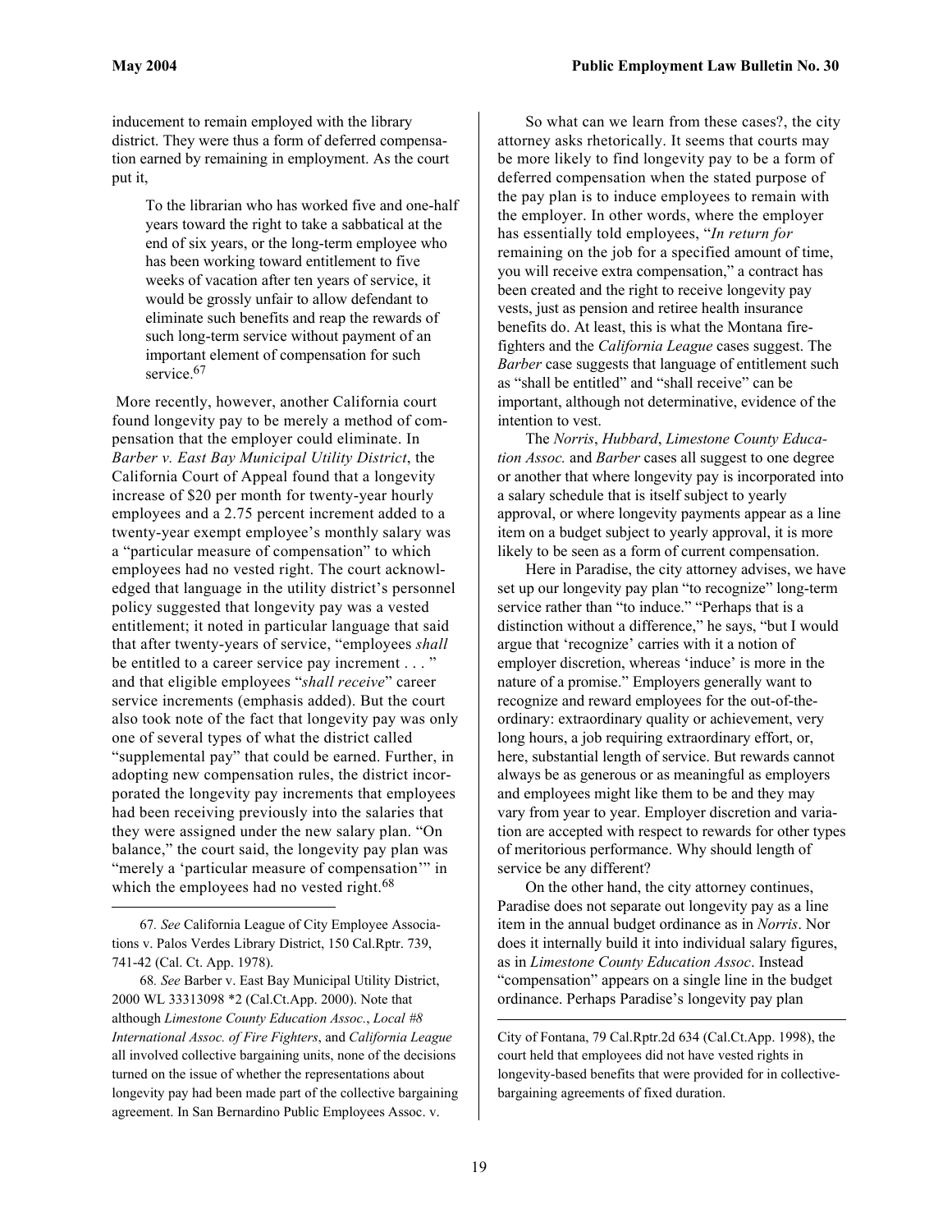inducement to remain employed with the library district. They were thus a form of deferred compensation earned by remaining in employment. As the court put it,

> To the librarian who has worked five and one-half years toward the right to take a sabbatical at the end of six years, or the long-term employee who has been working toward entitlement to five weeks of vacation after ten years of service, it would be grossly unfair to allow defendant to eliminate such benefits and reap the rewards of such long-term service without payment of an important element of compensation for such service.[67]

More recently, however, another California court found longevity pay to be merely a method of compensation that the employer could eliminate. In *Barber v. East Bay Municipal Utility District*, the California Court of Appeal found that a longevity increase of $20 per month for twenty-year hourly employees and a 2.75 percent increment added to a twenty-year exempt employee's monthly salary was a "particular measure of compensation" to which employees had no vested right. The court acknowledged that language in the utility district's personnel policy suggested that longevity pay was a vested entitlement; it noted in particular language that said that after twenty-years of service, "employees *shall* be entitled to a career service pay increment . . . " and that eligible employees "*shall receive*" career service increments (emphasis added). But the court also took note of the fact that longevity pay was only one of several types of what the district called "supplemental pay" that could be earned. Further, in adopting new compensation rules, the district incorporated the longevity pay increments that employees had been receiving previously into the salaries that they were assigned under the new salary plan. "On balance," the court said, the longevity pay plan was "merely a 'particular measure of compensation'" in which the employees had no vested right.[68]

So what can we learn from these cases?, the city attorney asks rhetorically. It seems that courts may be more likely to find longevity pay to be a form of deferred compensation when the stated purpose of the pay plan is to induce employees to remain with the employer. In other words, where the employer has essentially told employees, "*In return for* remaining on the job for a specified amount of time, you will receive extra compensation," a contract has been created and the right to receive longevity pay vests, just as pension and retiree health insurance benefits do. At least, this is what the Montana firefighters and the *California League* cases suggest. The *Barber* case suggests that language of entitlement such as "shall be entitled" and "shall receive" can be important, although not determinative, evidence of the intention to vest.

The *Norris*, *Hubbard*, *Limestone County Education Assoc.* and *Barber* cases all suggest to one degree or another that where longevity pay is incorporated into a salary schedule that is itself subject to yearly approval, or where longevity payments appear as a line item on a budget subject to yearly approval, it is more likely to be seen as a form of current compensation.

Here in Paradise, the city attorney advises, we have set up our longevity pay plan "to recognize" long-term service rather than "to induce." "Perhaps that is a distinction without a difference," he says, "but I would argue that 'recognize' carries with it a notion of employer discretion, whereas 'induce' is more in the nature of a promise." Employers generally want to recognize and reward employees for the out-of-the-ordinary: extraordinary quality or achievement, very long hours, a job requiring extraordinary effort, or, here, substantial length of service. But rewards cannot always be as generous or as meaningful as employers and employees might like them to be and they may vary from year to year. Employer discretion and variation are accepted with respect to rewards for other types of meritorious performance. Why should length of service be any different?

On the other hand, the city attorney continues, Paradise does not separate out longevity pay as a line item in the annual budget ordinance as in *Norris*. Nor does it internally build it into individual salary figures, as in *Limestone County Education Assoc*. Instead "compensation" appears on a single line in the budget ordinance. Perhaps Paradise's longevity pay plan

---

67. *See* California League of City Employee Associations v. Palos Verdes Library District, 150 Cal.Rptr. 739, 741-42 (Cal. Ct. App. 1978).

68. *See* Barber v. East Bay Municipal Utility District, 2000 WL 33313098 *2 (Cal.Ct.App. 2000). Note that although *Limestone County Education Assoc.*, *Local #8 International Assoc. of Fire Fighters*, and *California League* all involved collective bargaining units, none of the decisions turned on the issue of whether the representations about longevity pay had been made part of the collective bargaining agreement. In San Bernardino Public Employees Assoc. v. City of Fontana, 79 Cal.Rptr.2d 634 (Cal.Ct.App. 1998), the court held that employees did not have vested rights in longevity-based benefits that were provided for in collective-bargaining agreements of fixed duration.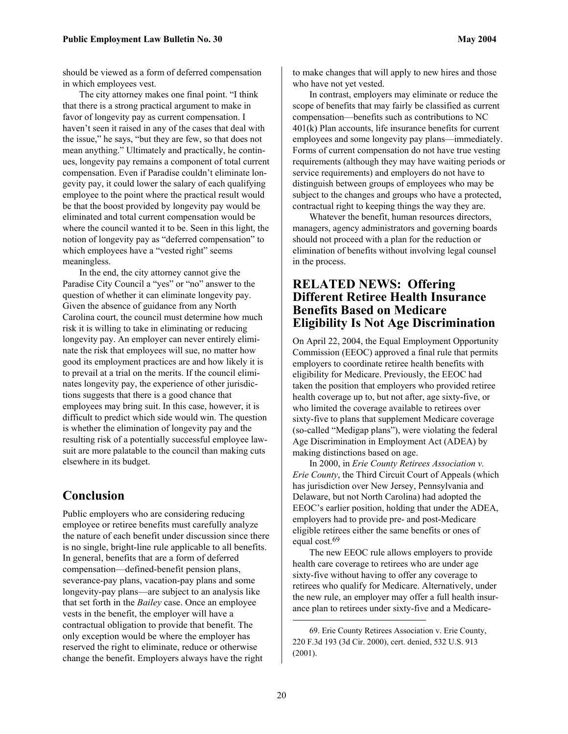should be viewed as a form of deferred compensation in which employees vest.

The city attorney makes one final point. "I think that there is a strong practical argument to make in favor of longevity pay as current compensation. I haven't seen it raised in any of the cases that deal with the issue," he says, "but they are few, so that does not mean anything." Ultimately and practically, he continues, longevity pay remains a component of total current compensation. Even if Paradise couldn't eliminate longevity pay, it could lower the salary of each qualifying employee to the point where the practical result would be that the boost provided by longevity pay would be eliminated and total current compensation would be where the council wanted it to be. Seen in this light, the notion of longevity pay as "deferred compensation" to which employees have a "vested right" seems meaningless.

In the end, the city attorney cannot give the Paradise City Council a "yes" or "no" answer to the question of whether it can eliminate longevity pay. Given the absence of guidance from any North Carolina court, the council must determine how much risk it is willing to take in eliminating or reducing longevity pay. An employer can never entirely eliminate the risk that employees will sue, no matter how good its employment practices are and how likely it is to prevail at a trial on the merits. If the council eliminates longevity pay, the experience of other jurisdictions suggests that there is a good chance that employees may bring suit. In this case, however, it is difficult to predict which side would win. The question is whether the elimination of longevity pay and the resulting risk of a potentially successful employee lawsuit are more palatable to the council than making cuts elsewhere in its budget.

## Conclusion

Public employers who are considering reducing employee or retiree benefits must carefully analyze the nature of each benefit under discussion since there is no single, bright-line rule applicable to all benefits. In general, benefits that are a form of deferred compensation—defined-benefit pension plans, severance-pay plans, vacation-pay plans and some longevity-pay plans—are subject to an analysis like that set forth in the *Bailey* case. Once an employee vests in the benefit, the employer will have a contractual obligation to provide that benefit. The only exception would be where the employer has reserved the right to eliminate, reduce or otherwise change the benefit. Employers always have the right to make changes that will apply to new hires and those who have not yet vested.

In contrast, employers may eliminate or reduce the scope of benefits that may fairly be classified as current compensation—benefits such as contributions to NC 401(k) Plan accounts, life insurance benefits for current employees and some longevity pay plans—immediately. Forms of current compensation do not have true vesting requirements (although they may have waiting periods or service requirements) and employers do not have to distinguish between groups of employees who may be subject to the changes and groups who have a protected, contractual right to keeping things the way they are.

Whatever the benefit, human resources directors, managers, agency administrators and governing boards should not proceed with a plan for the reduction or elimination of benefits without involving legal counsel in the process.

## RELATED NEWS: Offering Different Retiree Health Insurance Benefits Based on Medicare Eligibility Is Not Age Discrimination

On April 22, 2004, the Equal Employment Opportunity Commission (EEOC) approved a final rule that permits employers to coordinate retiree health benefits with eligibility for Medicare. Previously, the EEOC had taken the position that employers who provided retiree health coverage up to, but not after, age sixty-five, or who limited the coverage available to retirees over sixty-five to plans that supplement Medicare coverage (so-called "Medigap plans"), were violating the federal Age Discrimination in Employment Act (ADEA) by making distinctions based on age.

In 2000, in *Erie County Retirees Association v. Erie County*, the Third Circuit Court of Appeals (which has jurisdiction over New Jersey, Pennsylvania and Delaware, but not North Carolina) had adopted the EEOC's earlier position, holding that under the ADEA, employers had to provide pre- and post-Medicare eligible retirees either the same benefits or ones of equal cost.[69]

The new EEOC rule allows employers to provide health care coverage to retirees who are under age sixty-five without having to offer any coverage to retirees who qualify for Medicare. Alternatively, under the new rule, an employer may offer a full health insurance plan to retirees under sixty-five and a Medicare-

69. Erie County Retirees Association v. Erie County, 220 F.3d 193 (3d Cir. 2000), cert. denied, 532 U.S. 913 (2001).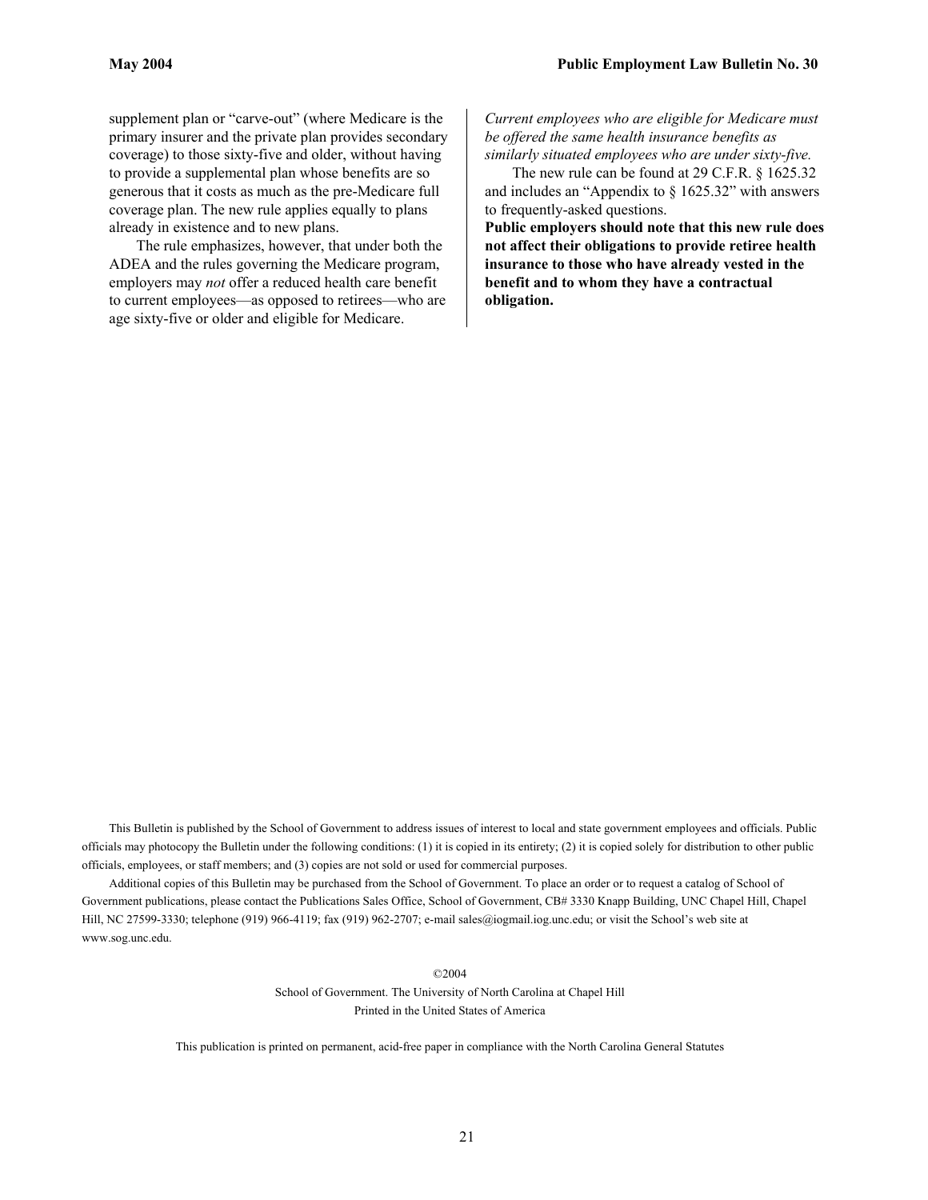supplement plan or "carve-out" (where Medicare is the primary insurer and the private plan provides secondary coverage) to those sixty-five and older, without having to provide a supplemental plan whose benefits are so generous that it costs as much as the pre-Medicare full coverage plan. The new rule applies equally to plans already in existence and to new plans.

The rule emphasizes, however, that under both the ADEA and the rules governing the Medicare program, employers may *not* offer a reduced health care benefit to current employees—as opposed to retirees—who are age sixty-five or older and eligible for Medicare. *Current employees who are eligible for Medicare must be offered the same health insurance benefits as similarly situated employees who are under sixty-five.*

The new rule can be found at 29 C.F.R. § 1625.32 and includes an "Appendix to § 1625.32" with answers to frequently-asked questions.

**Public employers should note that this new rule does not affect their obligations to provide retiree health insurance to those who have already vested in the benefit and to whom they have a contractual obligation.**

This Bulletin is published by the School of Government to address issues of interest to local and state government employees and officials. Public officials may photocopy the Bulletin under the following conditions: (1) it is copied in its entirety; (2) it is copied solely for distribution to other public officials, employees, or staff members; and (3) copies are not sold or used for commercial purposes.

Additional copies of this Bulletin may be purchased from the School of Government. To place an order or to request a catalog of School of Government publications, please contact the Publications Sales Office, School of Government, CB# 3330 Knapp Building, UNC Chapel Hill, Chapel Hill, NC 27599-3330; telephone (919) 966-4119; fax (919) 962-2707; e-mail sales@iogmail.iog.unc.edu; or visit the School's web site at www.sog.unc.edu.

©2004

School of Government. The University of North Carolina at Chapel Hill

Printed in the United States of America

This publication is printed on permanent, acid-free paper in compliance with the North Carolina General Statutes